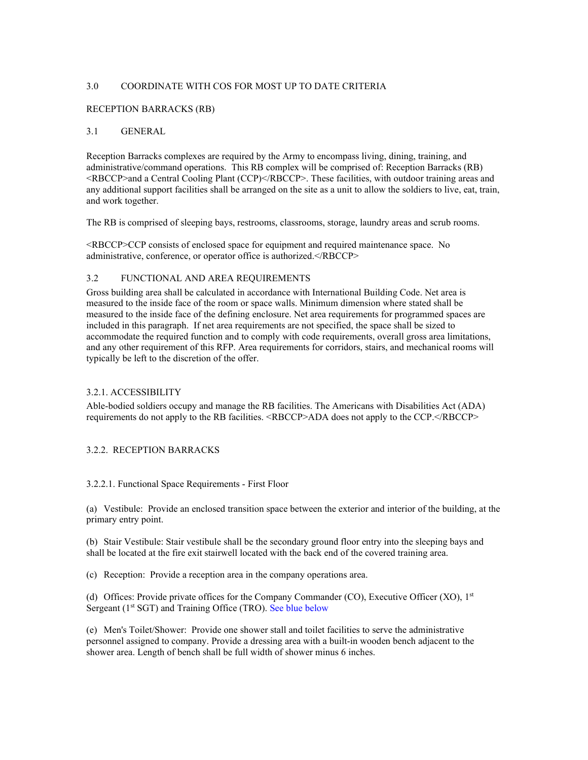## 3.0 COORDINATE WITH COS FOR MOST UP TO DATE CRITERIA

## RECEPTION BARRACKS (RB)

### 3.1 GENERAL

Reception Barracks complexes are required by the Army to encompass living, dining, training, and administrative/command operations. This RB complex will be comprised of: Reception Barracks (RB) <RBCCP>and a Central Cooling Plant (CCP)</RBCCP>. These facilities, with outdoor training areas and any additional support facilities shall be arranged on the site as a unit to allow the soldiers to live, eat, train, and work together.

The RB is comprised of sleeping bays, restrooms, classrooms, storage, laundry areas and scrub rooms.

<RBCCP>CCP consists of enclosed space for equipment and required maintenance space. No administrative, conference, or operator office is authorized.</RBCCP>

### 3.2 FUNCTIONAL AND AREA REQUIREMENTS

Gross building area shall be calculated in accordance with International Building Code. Net area is measured to the inside face of the room or space walls. Minimum dimension where stated shall be measured to the inside face of the defining enclosure. Net area requirements for programmed spaces are included in this paragraph. If net area requirements are not specified, the space shall be sized to accommodate the required function and to comply with code requirements, overall gross area limitations, and any other requirement of this RFP. Area requirements for corridors, stairs, and mechanical rooms will typically be left to the discretion of the offer.

#### 3.2.1. ACCESSIBILITY

Able-bodied soldiers occupy and manage the RB facilities. The Americans with Disabilities Act (ADA) requirements do not apply to the RB facilities. <RBCCP>ADA does not apply to the CCP.</RBCCP>

#### 3.2.2. RECEPTION BARRACKS

##### 3.2.2.1. Functional Space Requirements - First Floor

(a) Vestibule: Provide an enclosed transition space between the exterior and interior of the building, at the primary entry point.

(b) Stair Vestibule: Stair vestibule shall be the secondary ground floor entry into the sleeping bays and shall be located at the fire exit stairwell located with the back end of the covered training area.

(c) Reception: Provide a reception area in the company operations area.

(d) Offices: Provide private offices for the Company Commander (CO), Executive Officer (XO), 1st Sergeant (1st SGT) and Training Office (TRO). See blue below

(e) Men's Toilet/Shower: Provide one shower stall and toilet facilities to serve the administrative personnel assigned to company. Provide a dressing area with a built-in wooden bench adjacent to the shower area. Length of bench shall be full width of shower minus 6 inches.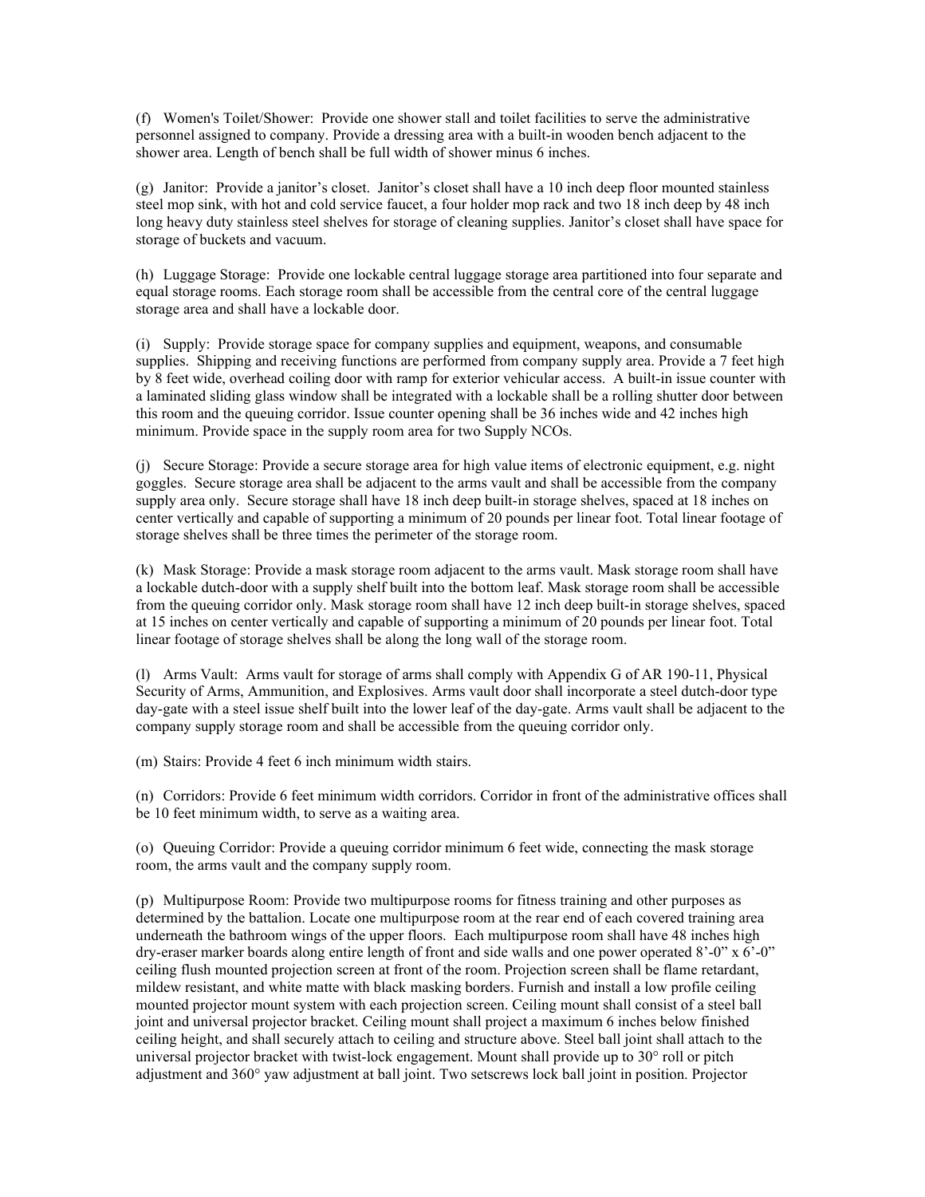(f) Women's Toilet/Shower: Provide one shower stall and toilet facilities to serve the administrative personnel assigned to company. Provide a dressing area with a built-in wooden bench adjacent to the shower area. Length of bench shall be full width of shower minus 6 inches.

(g) Janitor: Provide a janitor's closet. Janitor's closet shall have a 10 inch deep floor mounted stainless steel mop sink, with hot and cold service faucet, a four holder mop rack and two 18 inch deep by 48 inch long heavy duty stainless steel shelves for storage of cleaning supplies. Janitor's closet shall have space for storage of buckets and vacuum.

(h) Luggage Storage: Provide one lockable central luggage storage area partitioned into four separate and equal storage rooms. Each storage room shall be accessible from the central core of the central luggage storage area and shall have a lockable door.

(i) Supply: Provide storage space for company supplies and equipment, weapons, and consumable supplies. Shipping and receiving functions are performed from company supply area. Provide a 7 feet high by 8 feet wide, overhead coiling door with ramp for exterior vehicular access. A built-in issue counter with a laminated sliding glass window shall be integrated with a lockable shall be a rolling shutter door between this room and the queuing corridor. Issue counter opening shall be 36 inches wide and 42 inches high minimum. Provide space in the supply room area for two Supply NCOs.

(j) Secure Storage: Provide a secure storage area for high value items of electronic equipment, e.g. night goggles. Secure storage area shall be adjacent to the arms vault and shall be accessible from the company supply area only. Secure storage shall have 18 inch deep built-in storage shelves, spaced at 18 inches on center vertically and capable of supporting a minimum of 20 pounds per linear foot. Total linear footage of storage shelves shall be three times the perimeter of the storage room.

(k) Mask Storage: Provide a mask storage room adjacent to the arms vault. Mask storage room shall have a lockable dutch-door with a supply shelf built into the bottom leaf. Mask storage room shall be accessible from the queuing corridor only. Mask storage room shall have 12 inch deep built-in storage shelves, spaced at 15 inches on center vertically and capable of supporting a minimum of 20 pounds per linear foot. Total linear footage of storage shelves shall be along the long wall of the storage room.

(l) Arms Vault: Arms vault for storage of arms shall comply with Appendix G of AR 190-11, Physical Security of Arms, Ammunition, and Explosives. Arms vault door shall incorporate a steel dutch-door type day-gate with a steel issue shelf built into the lower leaf of the day-gate. Arms vault shall be adjacent to the company supply storage room and shall be accessible from the queuing corridor only.

(m) Stairs: Provide 4 feet 6 inch minimum width stairs.

(n) Corridors: Provide 6 feet minimum width corridors. Corridor in front of the administrative offices shall be 10 feet minimum width, to serve as a waiting area.

(o) Queuing Corridor: Provide a queuing corridor minimum 6 feet wide, connecting the mask storage room, the arms vault and the company supply room.

(p) Multipurpose Room: Provide two multipurpose rooms for fitness training and other purposes as determined by the battalion. Locate one multipurpose room at the rear end of each covered training area underneath the bathroom wings of the upper floors. Each multipurpose room shall have 48 inches high dry-eraser marker boards along entire length of front and side walls and one power operated 8'-0" x 6'-0" ceiling flush mounted projection screen at front of the room. Projection screen shall be flame retardant, mildew resistant, and white matte with black masking borders. Furnish and install a low profile ceiling mounted projector mount system with each projection screen. Ceiling mount shall consist of a steel ball joint and universal projector bracket. Ceiling mount shall project a maximum 6 inches below finished ceiling height, and shall securely attach to ceiling and structure above. Steel ball joint shall attach to the universal projector bracket with twist-lock engagement. Mount shall provide up to 30° roll or pitch adjustment and 360° yaw adjustment at ball joint. Two setscrews lock ball joint in position. Projector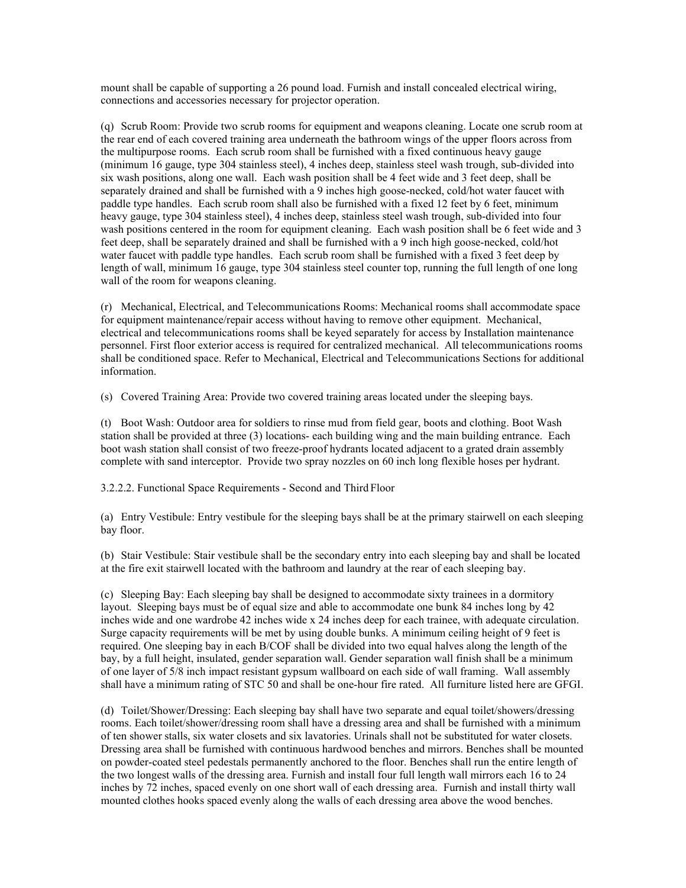mount shall be capable of supporting a 26 pound load. Furnish and install concealed electrical wiring, connections and accessories necessary for projector operation.

(q) Scrub Room: Provide two scrub rooms for equipment and weapons cleaning. Locate one scrub room at the rear end of each covered training area underneath the bathroom wings of the upper floors across from the multipurpose rooms. Each scrub room shall be furnished with a fixed continuous heavy gauge (minimum 16 gauge, type 304 stainless steel), 4 inches deep, stainless steel wash trough, sub-divided into six wash positions, along one wall. Each wash position shall be 4 feet wide and 3 feet deep, shall be separately drained and shall be furnished with a 9 inches high goose-necked, cold/hot water faucet with paddle type handles. Each scrub room shall also be furnished with a fixed 12 feet by 6 feet, minimum heavy gauge, type 304 stainless steel), 4 inches deep, stainless steel wash trough, sub-divided into four wash positions centered in the room for equipment cleaning. Each wash position shall be 6 feet wide and 3 feet deep, shall be separately drained and shall be furnished with a 9 inch high goose-necked, cold/hot water faucet with paddle type handles. Each scrub room shall be furnished with a fixed 3 feet deep by length of wall, minimum 16 gauge, type 304 stainless steel counter top, running the full length of one long wall of the room for weapons cleaning.

(r) Mechanical, Electrical, and Telecommunications Rooms: Mechanical rooms shall accommodate space for equipment maintenance/repair access without having to remove other equipment. Mechanical, electrical and telecommunications rooms shall be keyed separately for access by Installation maintenance personnel. First floor exterior access is required for centralized mechanical. All telecommunications rooms shall be conditioned space. Refer to Mechanical, Electrical and Telecommunications Sections for additional information.

(s) Covered Training Area: Provide two covered training areas located under the sleeping bays.

(t) Boot Wash: Outdoor area for soldiers to rinse mud from field gear, boots and clothing. Boot Wash station shall be provided at three (3) locations- each building wing and the main building entrance. Each boot wash station shall consist of two freeze-proof hydrants located adjacent to a grated drain assembly complete with sand interceptor. Provide two spray nozzles on 60 inch long flexible hoses per hydrant.

3.2.2.2. Functional Space Requirements - Second and Third Floor

(a) Entry Vestibule: Entry vestibule for the sleeping bays shall be at the primary stairwell on each sleeping bay floor.

(b) Stair Vestibule: Stair vestibule shall be the secondary entry into each sleeping bay and shall be located at the fire exit stairwell located with the bathroom and laundry at the rear of each sleeping bay.

(c) Sleeping Bay: Each sleeping bay shall be designed to accommodate sixty trainees in a dormitory layout. Sleeping bays must be of equal size and able to accommodate one bunk 84 inches long by 42 inches wide and one wardrobe 42 inches wide x 24 inches deep for each trainee, with adequate circulation. Surge capacity requirements will be met by using double bunks. A minimum ceiling height of 9 feet is required. One sleeping bay in each B/COF shall be divided into two equal halves along the length of the bay, by a full height, insulated, gender separation wall. Gender separation wall finish shall be a minimum of one layer of 5/8 inch impact resistant gypsum wallboard on each side of wall framing. Wall assembly shall have a minimum rating of STC 50 and shall be one-hour fire rated. All furniture listed here are GFGI.

(d) Toilet/Shower/Dressing: Each sleeping bay shall have two separate and equal toilet/showers/dressing rooms. Each toilet/shower/dressing room shall have a dressing area and shall be furnished with a minimum of ten shower stalls, six water closets and six lavatories. Urinals shall not be substituted for water closets. Dressing area shall be furnished with continuous hardwood benches and mirrors. Benches shall be mounted on powder-coated steel pedestals permanently anchored to the floor. Benches shall run the entire length of the two longest walls of the dressing area. Furnish and install four full length wall mirrors each 16 to 24 inches by 72 inches, spaced evenly on one short wall of each dressing area. Furnish and install thirty wall mounted clothes hooks spaced evenly along the walls of each dressing area above the wood benches.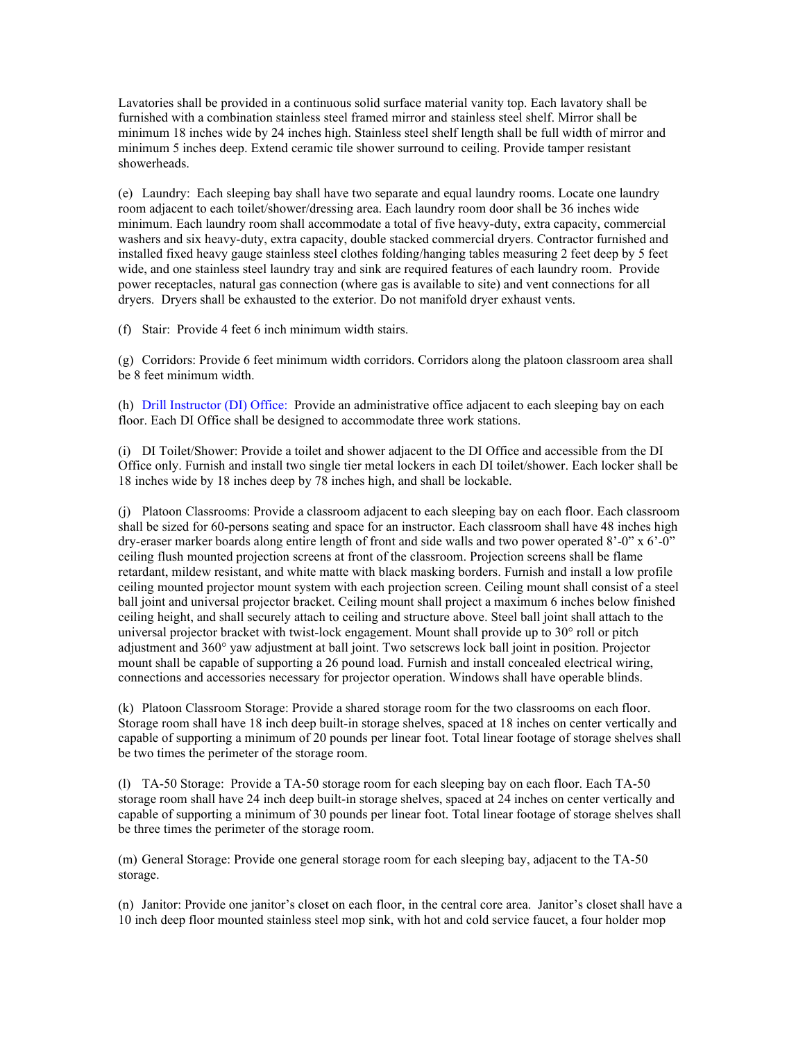Lavatories shall be provided in a continuous solid surface material vanity top. Each lavatory shall be furnished with a combination stainless steel framed mirror and stainless steel shelf. Mirror shall be minimum 18 inches wide by 24 inches high. Stainless steel shelf length shall be full width of mirror and minimum 5 inches deep. Extend ceramic tile shower surround to ceiling. Provide tamper resistant showerheads.

(e) Laundry: Each sleeping bay shall have two separate and equal laundry rooms. Locate one laundry room adjacent to each toilet/shower/dressing area. Each laundry room door shall be 36 inches wide minimum. Each laundry room shall accommodate a total of five heavy-duty, extra capacity, commercial washers and six heavy-duty, extra capacity, double stacked commercial dryers. Contractor furnished and installed fixed heavy gauge stainless steel clothes folding/hanging tables measuring 2 feet deep by 5 feet wide, and one stainless steel laundry tray and sink are required features of each laundry room. Provide power receptacles, natural gas connection (where gas is available to site) and vent connections for all dryers. Dryers shall be exhausted to the exterior. Do not manifold dryer exhaust vents.

(f) Stair: Provide 4 feet 6 inch minimum width stairs.

(g) Corridors: Provide 6 feet minimum width corridors. Corridors along the platoon classroom area shall be 8 feet minimum width.

(h) Drill Instructor (DI) Office: Provide an administrative office adjacent to each sleeping bay on each floor. Each DI Office shall be designed to accommodate three work stations.

(i) DI Toilet/Shower: Provide a toilet and shower adjacent to the DI Office and accessible from the DI Office only. Furnish and install two single tier metal lockers in each DI toilet/shower. Each locker shall be 18 inches wide by 18 inches deep by 78 inches high, and shall be lockable.

(j) Platoon Classrooms: Provide a classroom adjacent to each sleeping bay on each floor. Each classroom shall be sized for 60-persons seating and space for an instructor. Each classroom shall have 48 inches high dry-eraser marker boards along entire length of front and side walls and two power operated 8'-0" x 6'-0" ceiling flush mounted projection screens at front of the classroom. Projection screens shall be flame retardant, mildew resistant, and white matte with black masking borders. Furnish and install a low profile ceiling mounted projector mount system with each projection screen. Ceiling mount shall consist of a steel ball joint and universal projector bracket. Ceiling mount shall project a maximum 6 inches below finished ceiling height, and shall securely attach to ceiling and structure above. Steel ball joint shall attach to the universal projector bracket with twist-lock engagement. Mount shall provide up to 30° roll or pitch adjustment and 360° yaw adjustment at ball joint. Two setscrews lock ball joint in position. Projector mount shall be capable of supporting a 26 pound load. Furnish and install concealed electrical wiring, connections and accessories necessary for projector operation. Windows shall have operable blinds.

(k) Platoon Classroom Storage: Provide a shared storage room for the two classrooms on each floor. Storage room shall have 18 inch deep built-in storage shelves, spaced at 18 inches on center vertically and capable of supporting a minimum of 20 pounds per linear foot. Total linear footage of storage shelves shall be two times the perimeter of the storage room.

(l) TA-50 Storage: Provide a TA-50 storage room for each sleeping bay on each floor. Each TA-50 storage room shall have 24 inch deep built-in storage shelves, spaced at 24 inches on center vertically and capable of supporting a minimum of 30 pounds per linear foot. Total linear footage of storage shelves shall be three times the perimeter of the storage room.

(m) General Storage: Provide one general storage room for each sleeping bay, adjacent to the TA-50 storage.

(n) Janitor: Provide one janitor's closet on each floor, in the central core area. Janitor's closet shall have a 10 inch deep floor mounted stainless steel mop sink, with hot and cold service faucet, a four holder mop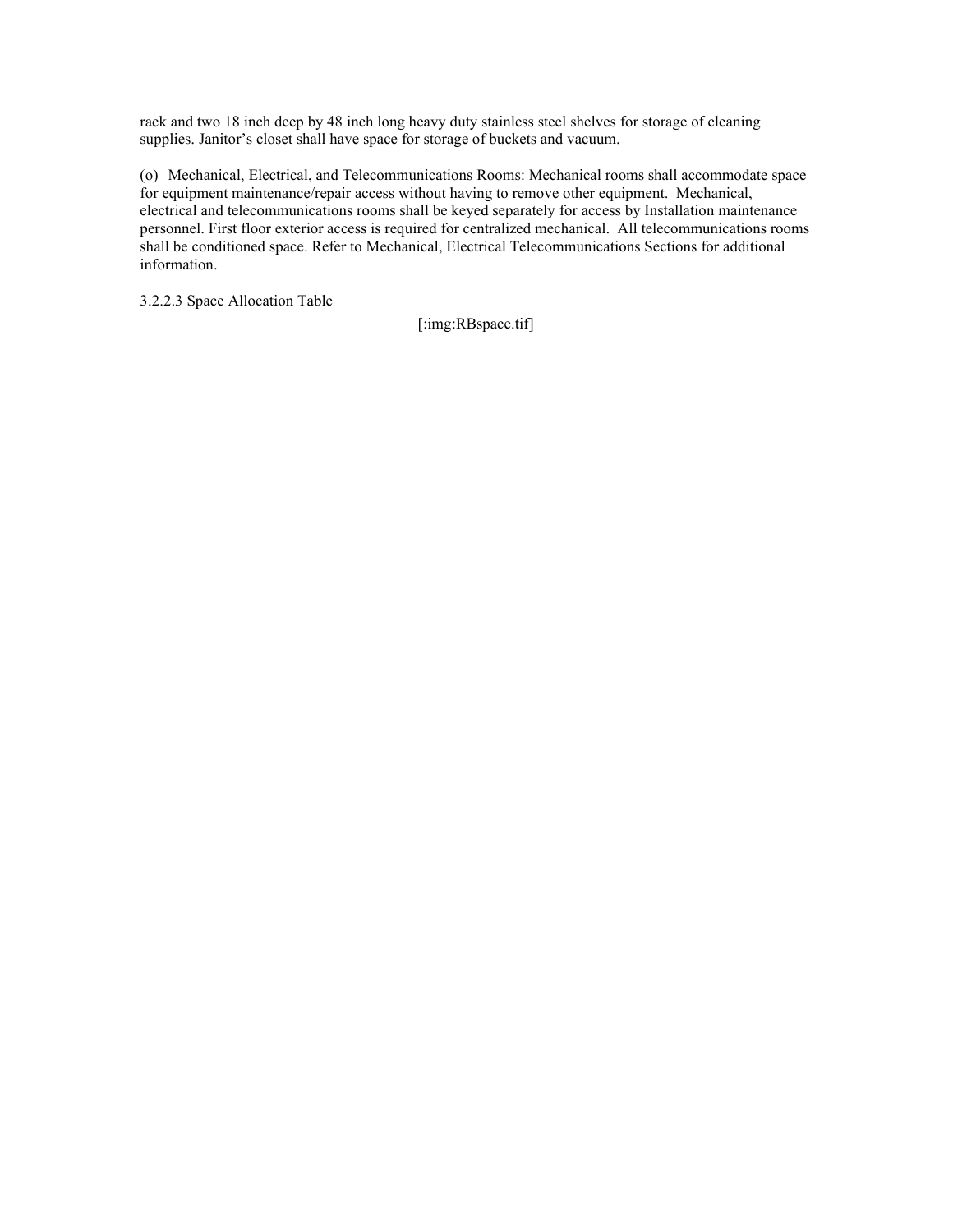rack and two 18 inch deep by 48 inch long heavy duty stainless steel shelves for storage of cleaning supplies. Janitor's closet shall have space for storage of buckets and vacuum.

(o) Mechanical, Electrical, and Telecommunications Rooms: Mechanical rooms shall accommodate space for equipment maintenance/repair access without having to remove other equipment. Mechanical, electrical and telecommunications rooms shall be keyed separately for access by Installation maintenance personnel. First floor exterior access is required for centralized mechanical. All telecommunications rooms shall be conditioned space. Refer to Mechanical, Electrical Telecommunications Sections for additional information.

3.2.2.3 Space Allocation Table

[:img:RBspace.tif]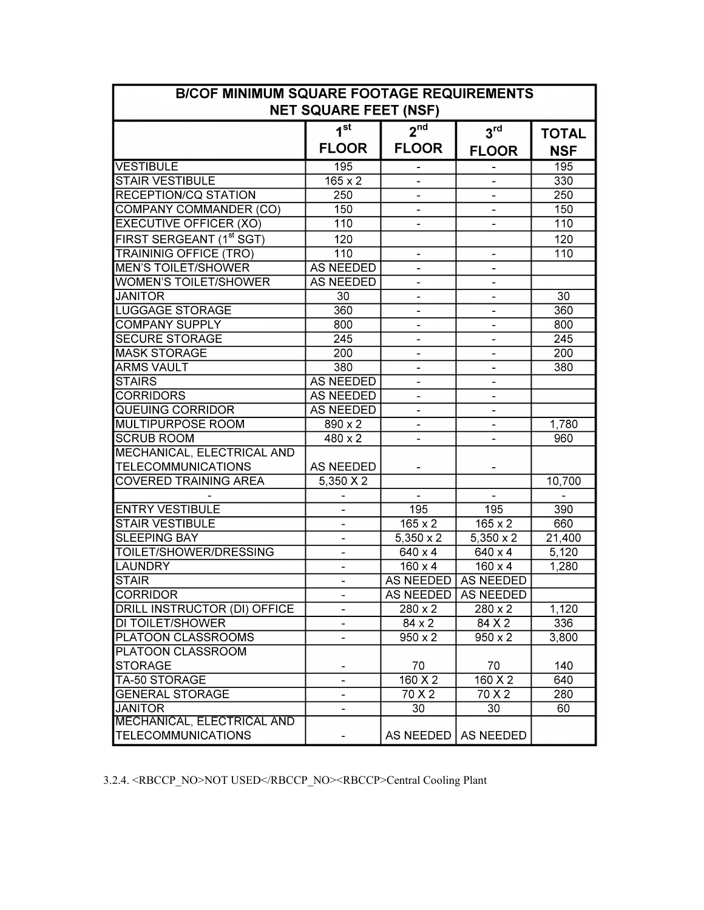| B/COF MINIMUM SQUARE FOOTAGE REQUIREMENTS NET SQUARE FEET (NSF) | | | | |
|---|---|---|---|---|
| | 1st FLOOR | 2nd FLOOR | 3rd FLOOR | TOTAL NSF |
| VESTIBULE | 195 | - | - | 195 |
| STAIR VESTIBULE | 165 x 2 | - | - | 330 |
| RECEPTION/CQ STATION | 250 | - | - | 250 |
| COMPANY COMMANDER (CO) | 150 | - | - | 150 |
| EXECUTIVE OFFICER (XO) | 110 | - | - | 110 |
| FIRST SERGEANT (1st SGT) | 120 | | | 120 |
| TRAININIG OFFICE (TRO) | 110 | - | - | 110 |
| MEN'S TOILET/SHOWER | AS NEEDED | - | - | |
| WOMEN'S TOILET/SHOWER | AS NEEDED | - | - | |
| JANITOR | 30 | - | - | 30 |
| LUGGAGE STORAGE | 360 | - | - | 360 |
| COMPANY SUPPLY | 800 | - | - | 800 |
| SECURE STORAGE | 245 | - | - | 245 |
| MASK STORAGE | 200 | - | - | 200 |
| ARMS VAULT | 380 | - | - | 380 |
| STAIRS | AS NEEDED | - | - | |
| CORRIDORS | AS NEEDED | - | - | |
| QUEUING CORRIDOR | AS NEEDED | - | - | |
| MULTIPURPOSE ROOM | 890 x 2 | - | - | 1,780 |
| SCRUB ROOM | 480 x 2 | - | - | 960 |
| MECHANICAL, ELECTRICAL AND TELECOMMUNICATIONS | AS NEEDED | - | - | |
| COVERED TRAINING AREA | 5,350 X 2 | | | 10,700 |
| - | - | - | - | - |
| ENTRY VESTIBULE | - | 195 | 195 | 390 |
| STAIR VESTIBULE | - | 165 x 2 | 165 x 2 | 660 |
| SLEEPING BAY | - | 5,350 x 2 | 5,350 x 2 | 21,400 |
| TOILET/SHOWER/DRESSING | - | 640 x 4 | 640 x 4 | 5,120 |
| LAUNDRY | - | 160 x 4 | 160 x 4 | 1,280 |
| STAIR | - | AS NEEDED | AS NEEDED | |
| CORRIDOR | - | AS NEEDED | AS NEEDED | |
| DRILL INSTRUCTOR (DI) OFFICE | - | 280 x 2 | 280 x 2 | 1,120 |
| DI TOILET/SHOWER | - | 84 x 2 | 84 X 2 | 336 |
| PLATOON CLASSROOMS | - | 950 x 2 | 950 x 2 | 3,800 |
| PLATOON CLASSROOM STORAGE | - | 70 | 70 | 140 |
| TA-50 STORAGE | - | 160 X 2 | 160 X 2 | 640 |
| GENERAL STORAGE | - | 70 X 2 | 70 X 2 | 280 |
| JANITOR | - | 30 | 30 | 60 |
| MECHANICAL, ELECTRICAL AND TELECOMMUNICATIONS | - | AS NEEDED | AS NEEDED | |

3.2.4. <RBCCP_NO>NOT USED</RBCCP_NO><RBCCP>Central Cooling Plant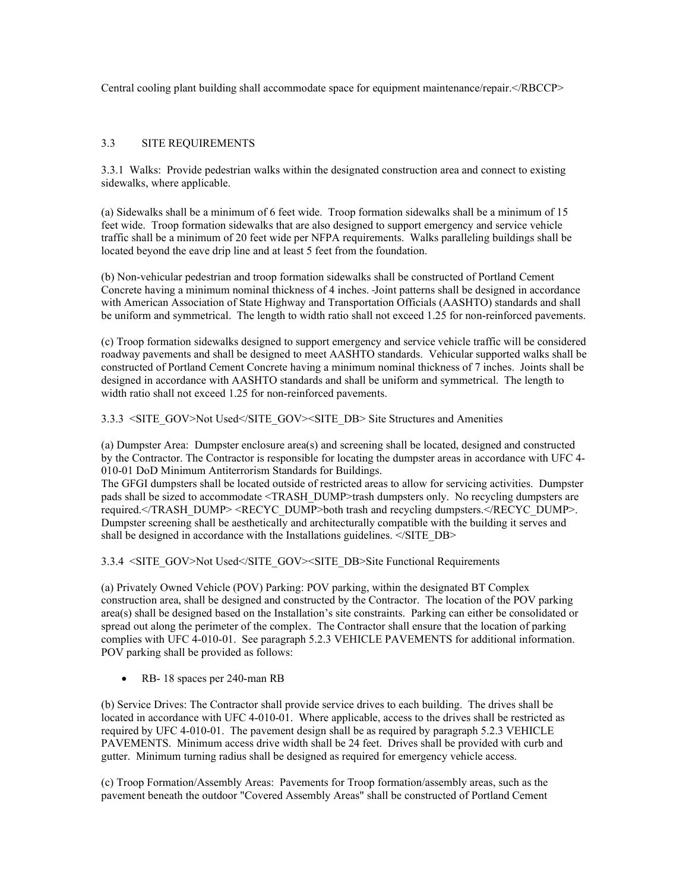Central cooling plant building shall accommodate space for equipment maintenance/repair.</RBCCP>

## 3.3 SITE REQUIREMENTS

3.3.1 Walks: Provide pedestrian walks within the designated construction area and connect to existing sidewalks, where applicable.

(a) Sidewalks shall be a minimum of 6 feet wide. Troop formation sidewalks shall be a minimum of 15 feet wide. Troop formation sidewalks that are also designed to support emergency and service vehicle traffic shall be a minimum of 20 feet wide per NFPA requirements. Walks paralleling buildings shall be located beyond the eave drip line and at least 5 feet from the foundation.

(b) Non-vehicular pedestrian and troop formation sidewalks shall be constructed of Portland Cement Concrete having a minimum nominal thickness of 4 inches. Joint patterns shall be designed in accordance with American Association of State Highway and Transportation Officials (AASHTO) standards and shall be uniform and symmetrical. The length to width ratio shall not exceed 1.25 for non-reinforced pavements.

(c) Troop formation sidewalks designed to support emergency and service vehicle traffic will be considered roadway pavements and shall be designed to meet AASHTO standards. Vehicular supported walks shall be constructed of Portland Cement Concrete having a minimum nominal thickness of 7 inches. Joints shall be designed in accordance with AASHTO standards and shall be uniform and symmetrical. The length to width ratio shall not exceed 1.25 for non-reinforced pavements.

3.3.3 <SITE_GOV>Not Used</SITE_GOV><SITE_DB> Site Structures and Amenities

(a) Dumpster Area: Dumpster enclosure area(s) and screening shall be located, designed and constructed by the Contractor. The Contractor is responsible for locating the dumpster areas in accordance with UFC 4-010-01 DoD Minimum Antiterrorism Standards for Buildings.
The GFGI dumpsters shall be located outside of restricted areas to allow for servicing activities. Dumpster pads shall be sized to accommodate <TRASH_DUMP>trash dumpsters only. No recycling dumpsters are required.</TRASH_DUMP> <RECYC_DUMP>both trash and recycling dumpsters.</RECYC_DUMP>. Dumpster screening shall be aesthetically and architecturally compatible with the building it serves and shall be designed in accordance with the Installations guidelines. </SITE_DB>

3.3.4 <SITE_GOV>Not Used</SITE_GOV><SITE_DB>Site Functional Requirements

(a) Privately Owned Vehicle (POV) Parking: POV parking, within the designated BT Complex construction area, shall be designed and constructed by the Contractor. The location of the POV parking area(s) shall be designed based on the Installation's site constraints. Parking can either be consolidated or spread out along the perimeter of the complex. The Contractor shall ensure that the location of parking complies with UFC 4-010-01. See paragraph 5.2.3 VEHICLE PAVEMENTS for additional information. POV parking shall be provided as follows:

- RB- 18 spaces per 240-man RB

(b) Service Drives: The Contractor shall provide service drives to each building. The drives shall be located in accordance with UFC 4-010-01. Where applicable, access to the drives shall be restricted as required by UFC 4-010-01. The pavement design shall be as required by paragraph 5.2.3 VEHICLE PAVEMENTS. Minimum access drive width shall be 24 feet. Drives shall be provided with curb and gutter. Minimum turning radius shall be designed as required for emergency vehicle access.

(c) Troop Formation/Assembly Areas: Pavements for Troop formation/assembly areas, such as the pavement beneath the outdoor "Covered Assembly Areas" shall be constructed of Portland Cement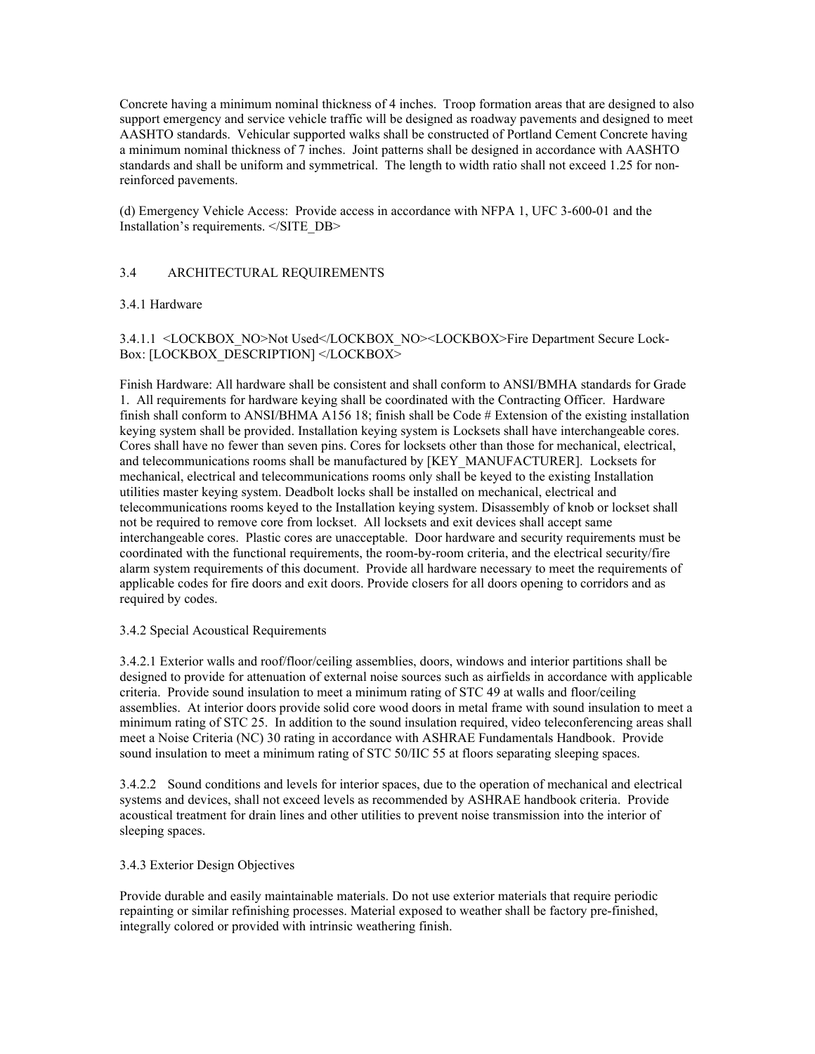Concrete having a minimum nominal thickness of 4 inches. Troop formation areas that are designed to also support emergency and service vehicle traffic will be designed as roadway pavements and designed to meet AASHTO standards. Vehicular supported walks shall be constructed of Portland Cement Concrete having a minimum nominal thickness of 7 inches. Joint patterns shall be designed in accordance with AASHTO standards and shall be uniform and symmetrical. The length to width ratio shall not exceed 1.25 for non-reinforced pavements.

(d) Emergency Vehicle Access: Provide access in accordance with NFPA 1, UFC 3-600-01 and the Installation's requirements. </SITE_DB>

## 3.4 ARCHITECTURAL REQUIREMENTS

### 3.4.1 Hardware

3.4.1.1 <LOCKBOX_NO>Not Used</LOCKBOX_NO><LOCKBOX>Fire Department Secure Lock-Box: [LOCKBOX_DESCRIPTION] </LOCKBOX>

Finish Hardware: All hardware shall be consistent and shall conform to ANSI/BMHA standards for Grade 1. All requirements for hardware keying shall be coordinated with the Contracting Officer. Hardware finish shall conform to ANSI/BHMA A156 18; finish shall be Code # Extension of the existing installation keying system shall be provided. Installation keying system is Locksets shall have interchangeable cores. Cores shall have no fewer than seven pins. Cores for locksets other than those for mechanical, electrical, and telecommunications rooms shall be manufactured by [KEY_MANUFACTURER]. Locksets for mechanical, electrical and telecommunications rooms only shall be keyed to the existing Installation utilities master keying system. Deadbolt locks shall be installed on mechanical, electrical and telecommunications rooms keyed to the Installation keying system. Disassembly of knob or lockset shall not be required to remove core from lockset. All locksets and exit devices shall accept same interchangeable cores. Plastic cores are unacceptable. Door hardware and security requirements must be coordinated with the functional requirements, the room-by-room criteria, and the electrical security/fire alarm system requirements of this document. Provide all hardware necessary to meet the requirements of applicable codes for fire doors and exit doors. Provide closers for all doors opening to corridors and as required by codes.

### 3.4.2 Special Acoustical Requirements

3.4.2.1 Exterior walls and roof/floor/ceiling assemblies, doors, windows and interior partitions shall be designed to provide for attenuation of external noise sources such as airfields in accordance with applicable criteria. Provide sound insulation to meet a minimum rating of STC 49 at walls and floor/ceiling assemblies. At interior doors provide solid core wood doors in metal frame with sound insulation to meet a minimum rating of STC 25. In addition to the sound insulation required, video teleconferencing areas shall meet a Noise Criteria (NC) 30 rating in accordance with ASHRAE Fundamentals Handbook. Provide sound insulation to meet a minimum rating of STC 50/IIC 55 at floors separating sleeping spaces.

3.4.2.2 Sound conditions and levels for interior spaces, due to the operation of mechanical and electrical systems and devices, shall not exceed levels as recommended by ASHRAE handbook criteria. Provide acoustical treatment for drain lines and other utilities to prevent noise transmission into the interior of sleeping spaces.

### 3.4.3 Exterior Design Objectives

Provide durable and easily maintainable materials. Do not use exterior materials that require periodic repainting or similar refinishing processes. Material exposed to weather shall be factory pre-finished, integrally colored or provided with intrinsic weathering finish.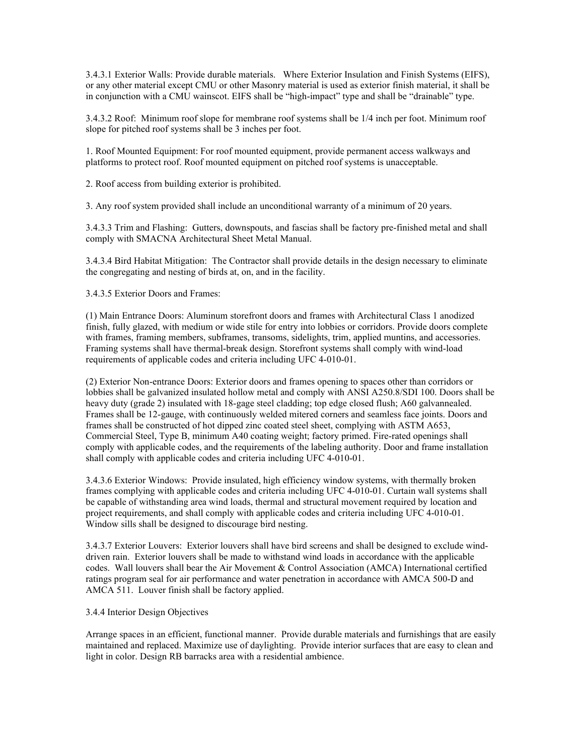3.4.3.1 Exterior Walls: Provide durable materials. Where Exterior Insulation and Finish Systems (EIFS), or any other material except CMU or other Masonry material is used as exterior finish material, it shall be in conjunction with a CMU wainscot. EIFS shall be "high-impact" type and shall be "drainable" type.

3.4.3.2 Roof: Minimum roof slope for membrane roof systems shall be 1/4 inch per foot. Minimum roof slope for pitched roof systems shall be 3 inches per foot.

1. Roof Mounted Equipment: For roof mounted equipment, provide permanent access walkways and platforms to protect roof. Roof mounted equipment on pitched roof systems is unacceptable.

2. Roof access from building exterior is prohibited.

3. Any roof system provided shall include an unconditional warranty of a minimum of 20 years.

3.4.3.3 Trim and Flashing: Gutters, downspouts, and fascias shall be factory pre-finished metal and shall comply with SMACNA Architectural Sheet Metal Manual.

3.4.3.4 Bird Habitat Mitigation: The Contractor shall provide details in the design necessary to eliminate the congregating and nesting of birds at, on, and in the facility.

3.4.3.5 Exterior Doors and Frames:

(1) Main Entrance Doors: Aluminum storefront doors and frames with Architectural Class 1 anodized finish, fully glazed, with medium or wide stile for entry into lobbies or corridors. Provide doors complete with frames, framing members, subframes, transoms, sidelights, trim, applied muntins, and accessories. Framing systems shall have thermal-break design. Storefront systems shall comply with wind-load requirements of applicable codes and criteria including UFC 4-010-01.

(2) Exterior Non-entrance Doors: Exterior doors and frames opening to spaces other than corridors or lobbies shall be galvanized insulated hollow metal and comply with ANSI A250.8/SDI 100. Doors shall be heavy duty (grade 2) insulated with 18-gage steel cladding; top edge closed flush; A60 galvannealed. Frames shall be 12-gauge, with continuously welded mitered corners and seamless face joints. Doors and frames shall be constructed of hot dipped zinc coated steel sheet, complying with ASTM A653, Commercial Steel, Type B, minimum A40 coating weight; factory primed. Fire-rated openings shall comply with applicable codes, and the requirements of the labeling authority. Door and frame installation shall comply with applicable codes and criteria including UFC 4-010-01.

3.4.3.6 Exterior Windows: Provide insulated, high efficiency window systems, with thermally broken frames complying with applicable codes and criteria including UFC 4-010-01. Curtain wall systems shall be capable of withstanding area wind loads, thermal and structural movement required by location and project requirements, and shall comply with applicable codes and criteria including UFC 4-010-01. Window sills shall be designed to discourage bird nesting.

3.4.3.7 Exterior Louvers: Exterior louvers shall have bird screens and shall be designed to exclude wind-driven rain. Exterior louvers shall be made to withstand wind loads in accordance with the applicable codes. Wall louvers shall bear the Air Movement & Control Association (AMCA) International certified ratings program seal for air performance and water penetration in accordance with AMCA 500-D and AMCA 511. Louver finish shall be factory applied.

3.4.4 Interior Design Objectives

Arrange spaces in an efficient, functional manner. Provide durable materials and furnishings that are easily maintained and replaced. Maximize use of daylighting. Provide interior surfaces that are easy to clean and light in color. Design RB barracks area with a residential ambience.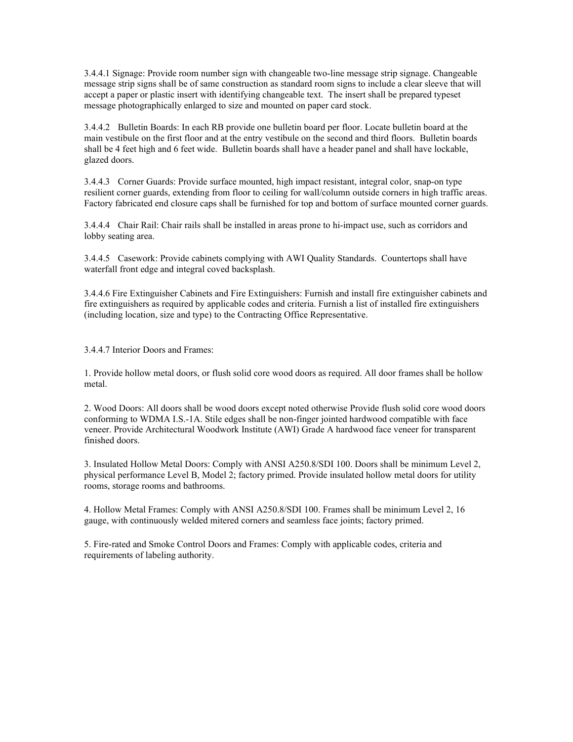3.4.4.1 Signage: Provide room number sign with changeable two-line message strip signage. Changeable message strip signs shall be of same construction as standard room signs to include a clear sleeve that will accept a paper or plastic insert with identifying changeable text. The insert shall be prepared typeset message photographically enlarged to size and mounted on paper card stock.

3.4.4.2 Bulletin Boards: In each RB provide one bulletin board per floor. Locate bulletin board at the main vestibule on the first floor and at the entry vestibule on the second and third floors. Bulletin boards shall be 4 feet high and 6 feet wide. Bulletin boards shall have a header panel and shall have lockable, glazed doors.

3.4.4.3 Corner Guards: Provide surface mounted, high impact resistant, integral color, snap-on type resilient corner guards, extending from floor to ceiling for wall/column outside corners in high traffic areas. Factory fabricated end closure caps shall be furnished for top and bottom of surface mounted corner guards.

3.4.4.4 Chair Rail: Chair rails shall be installed in areas prone to hi-impact use, such as corridors and lobby seating area.

3.4.4.5 Casework: Provide cabinets complying with AWI Quality Standards. Countertops shall have waterfall front edge and integral coved backsplash.

3.4.4.6 Fire Extinguisher Cabinets and Fire Extinguishers: Furnish and install fire extinguisher cabinets and fire extinguishers as required by applicable codes and criteria. Furnish a list of installed fire extinguishers (including location, size and type) to the Contracting Office Representative.

3.4.4.7 Interior Doors and Frames:

1. Provide hollow metal doors, or flush solid core wood doors as required. All door frames shall be hollow metal.

2. Wood Doors: All doors shall be wood doors except noted otherwise Provide flush solid core wood doors conforming to WDMA I.S.-1A. Stile edges shall be non-finger jointed hardwood compatible with face veneer. Provide Architectural Woodwork Institute (AWI) Grade A hardwood face veneer for transparent finished doors.

3. Insulated Hollow Metal Doors: Comply with ANSI A250.8/SDI 100. Doors shall be minimum Level 2, physical performance Level B, Model 2; factory primed. Provide insulated hollow metal doors for utility rooms, storage rooms and bathrooms.

4. Hollow Metal Frames: Comply with ANSI A250.8/SDI 100. Frames shall be minimum Level 2, 16 gauge, with continuously welded mitered corners and seamless face joints; factory primed.

5. Fire-rated and Smoke Control Doors and Frames: Comply with applicable codes, criteria and requirements of labeling authority.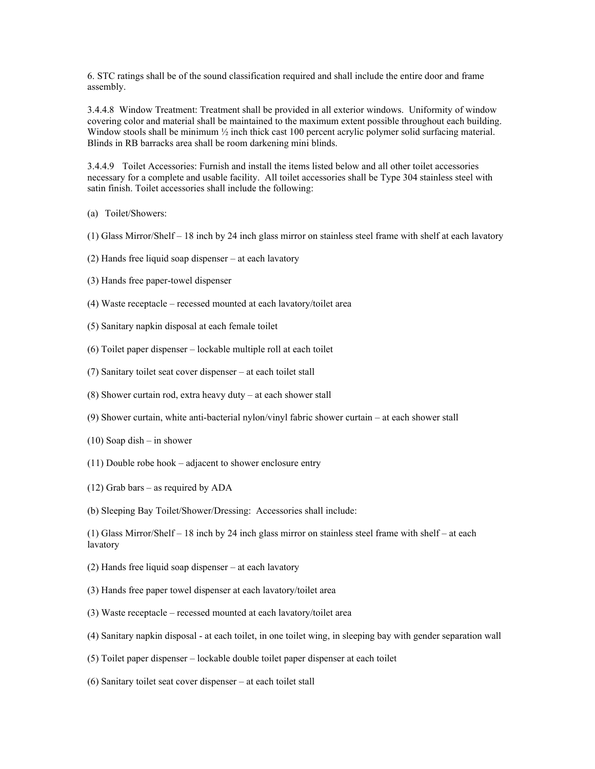6. STC ratings shall be of the sound classification required and shall include the entire door and frame assembly.

3.4.4.8 Window Treatment: Treatment shall be provided in all exterior windows. Uniformity of window covering color and material shall be maintained to the maximum extent possible throughout each building. Window stools shall be minimum ½ inch thick cast 100 percent acrylic polymer solid surfacing material. Blinds in RB barracks area shall be room darkening mini blinds.

3.4.4.9 Toilet Accessories: Furnish and install the items listed below and all other toilet accessories necessary for a complete and usable facility. All toilet accessories shall be Type 304 stainless steel with satin finish. Toilet accessories shall include the following:

(a) Toilet/Showers:

(1) Glass Mirror/Shelf – 18 inch by 24 inch glass mirror on stainless steel frame with shelf at each lavatory

(2) Hands free liquid soap dispenser – at each lavatory

(3) Hands free paper-towel dispenser

(4) Waste receptacle – recessed mounted at each lavatory/toilet area

(5) Sanitary napkin disposal at each female toilet

(6) Toilet paper dispenser – lockable multiple roll at each toilet

(7) Sanitary toilet seat cover dispenser – at each toilet stall

(8) Shower curtain rod, extra heavy duty – at each shower stall

(9) Shower curtain, white anti-bacterial nylon/vinyl fabric shower curtain – at each shower stall

(10) Soap dish – in shower

(11) Double robe hook – adjacent to shower enclosure entry

(12) Grab bars – as required by ADA

(b) Sleeping Bay Toilet/Shower/Dressing: Accessories shall include:

(1) Glass Mirror/Shelf – 18 inch by 24 inch glass mirror on stainless steel frame with shelf – at each lavatory

(2) Hands free liquid soap dispenser – at each lavatory

(3) Hands free paper towel dispenser at each lavatory/toilet area

(3) Waste receptacle – recessed mounted at each lavatory/toilet area

(4) Sanitary napkin disposal - at each toilet, in one toilet wing, in sleeping bay with gender separation wall

(5) Toilet paper dispenser – lockable double toilet paper dispenser at each toilet

(6) Sanitary toilet seat cover dispenser – at each toilet stall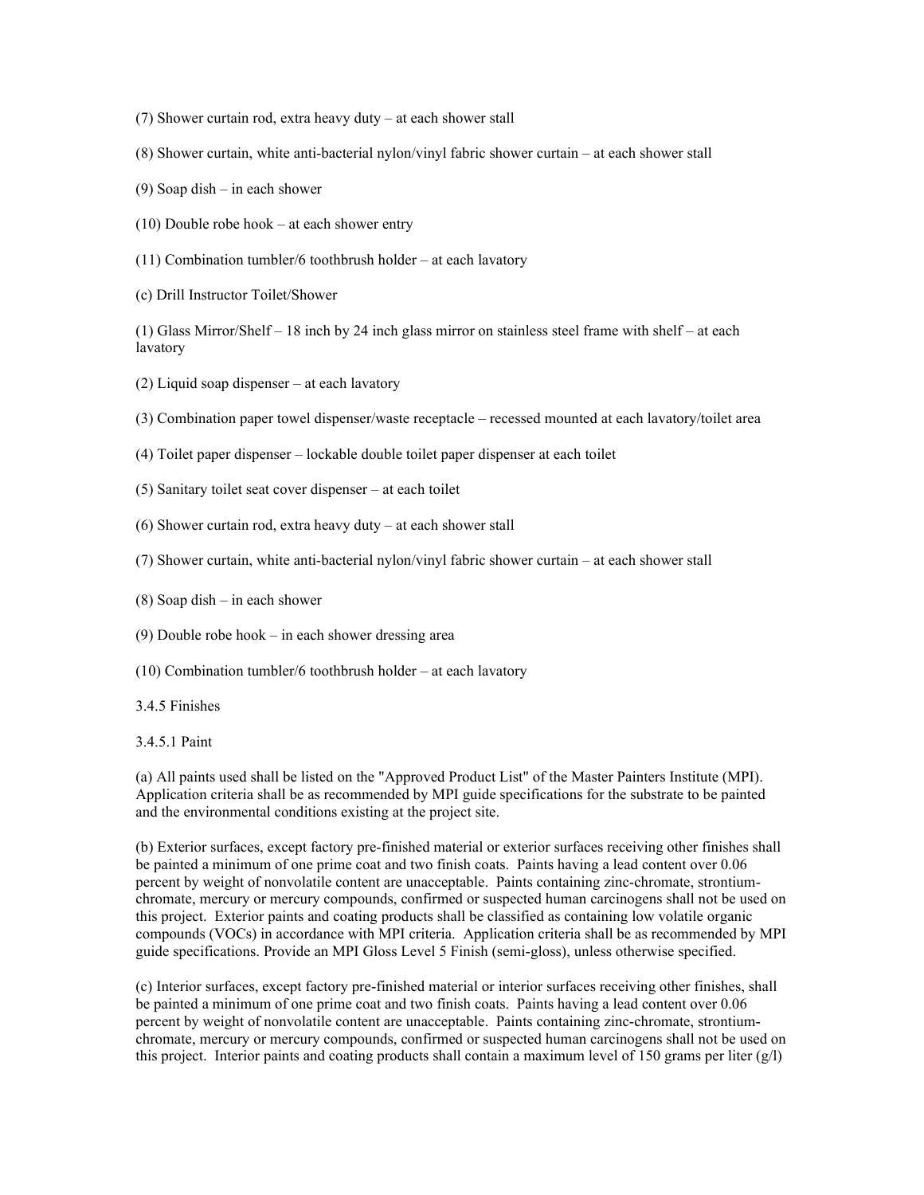(7) Shower curtain rod, extra heavy duty – at each shower stall

(8) Shower curtain, white anti-bacterial nylon/vinyl fabric shower curtain – at each shower stall

(9) Soap dish – in each shower

(10) Double robe hook – at each shower entry

(11) Combination tumbler/6 toothbrush holder – at each lavatory

(c) Drill Instructor Toilet/Shower

(1) Glass Mirror/Shelf – 18 inch by 24 inch glass mirror on stainless steel frame with shelf – at each lavatory

(2) Liquid soap dispenser – at each lavatory

(3) Combination paper towel dispenser/waste receptacle – recessed mounted at each lavatory/toilet area

(4) Toilet paper dispenser – lockable double toilet paper dispenser at each toilet

(5) Sanitary toilet seat cover dispenser – at each toilet

(6) Shower curtain rod, extra heavy duty – at each shower stall

(7) Shower curtain, white anti-bacterial nylon/vinyl fabric shower curtain – at each shower stall

(8) Soap dish – in each shower

(9) Double robe hook – in each shower dressing area

(10) Combination tumbler/6 toothbrush holder – at each lavatory

3.4.5 Finishes

3.4.5.1 Paint

(a) All paints used shall be listed on the "Approved Product List" of the Master Painters Institute (MPI). Application criteria shall be as recommended by MPI guide specifications for the substrate to be painted and the environmental conditions existing at the project site.

(b) Exterior surfaces, except factory pre-finished material or exterior surfaces receiving other finishes shall be painted a minimum of one prime coat and two finish coats. Paints having a lead content over 0.06 percent by weight of nonvolatile content are unacceptable. Paints containing zinc-chromate, strontium-chromate, mercury or mercury compounds, confirmed or suspected human carcinogens shall not be used on this project. Exterior paints and coating products shall be classified as containing low volatile organic compounds (VOCs) in accordance with MPI criteria. Application criteria shall be as recommended by MPI guide specifications. Provide an MPI Gloss Level 5 Finish (semi-gloss), unless otherwise specified.

(c) Interior surfaces, except factory pre-finished material or interior surfaces receiving other finishes, shall be painted a minimum of one prime coat and two finish coats. Paints having a lead content over 0.06 percent by weight of nonvolatile content are unacceptable. Paints containing zinc-chromate, strontium-chromate, mercury or mercury compounds, confirmed or suspected human carcinogens shall not be used on this project. Interior paints and coating products shall contain a maximum level of 150 grams per liter (g/l)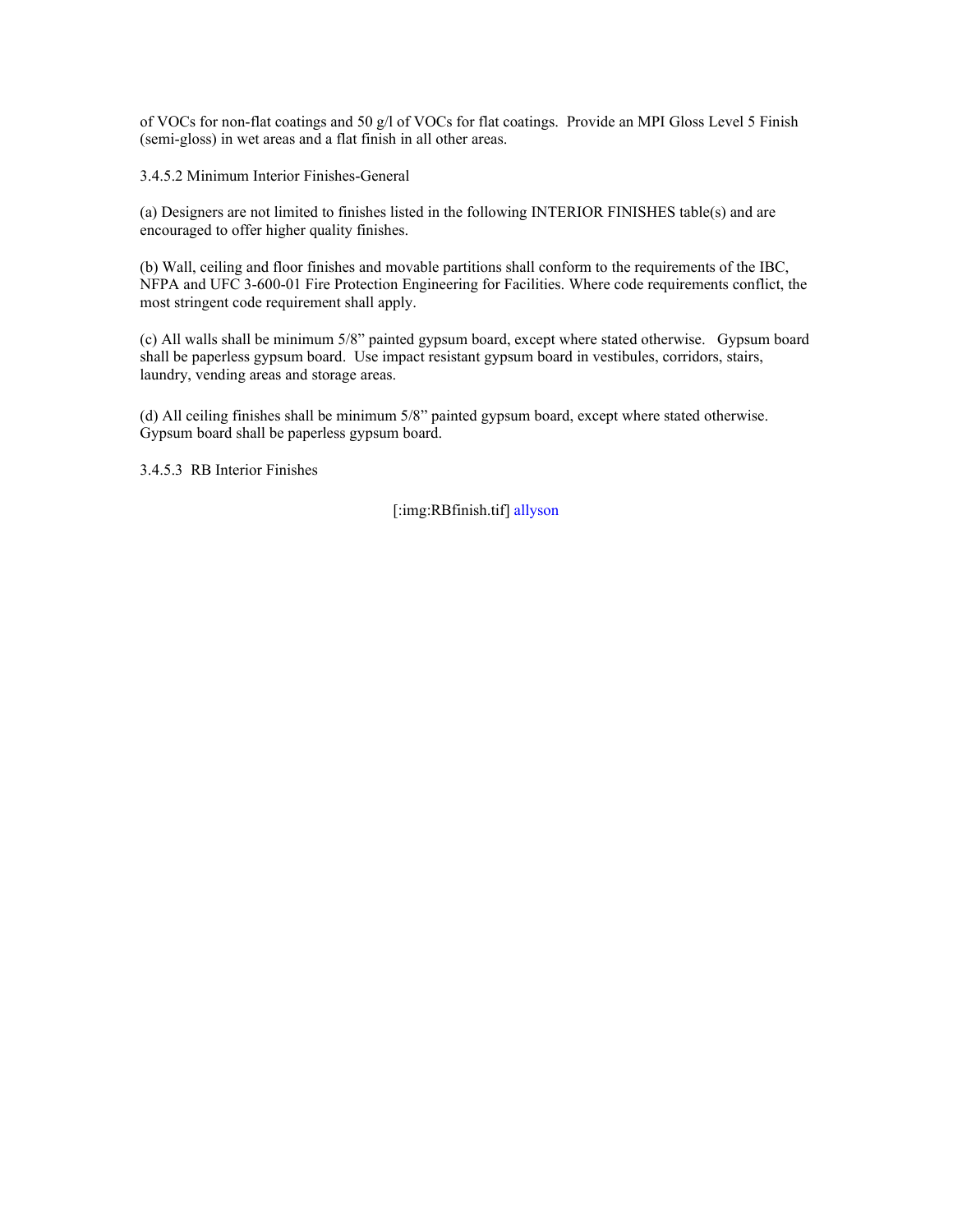of VOCs for non-flat coatings and 50 g/l of VOCs for flat coatings.  Provide an MPI Gloss Level 5 Finish (semi-gloss) in wet areas and a flat finish in all other areas.

3.4.5.2 Minimum Interior Finishes-General

(a) Designers are not limited to finishes listed in the following INTERIOR FINISHES table(s) and are encouraged to offer higher quality finishes.

(b) Wall, ceiling and floor finishes and movable partitions shall conform to the requirements of the IBC, NFPA and UFC 3-600-01 Fire Protection Engineering for Facilities. Where code requirements conflict, the most stringent code requirement shall apply.

(c) All walls shall be minimum 5/8" painted gypsum board, except where stated otherwise.   Gypsum board shall be paperless gypsum board.  Use impact resistant gypsum board in vestibules, corridors, stairs, laundry, vending areas and storage areas.

(d) All ceiling finishes shall be minimum 5/8" painted gypsum board, except where stated otherwise.  Gypsum board shall be paperless gypsum board.

3.4.5.3  RB Interior Finishes

[:img:RBfinish.tif] allyson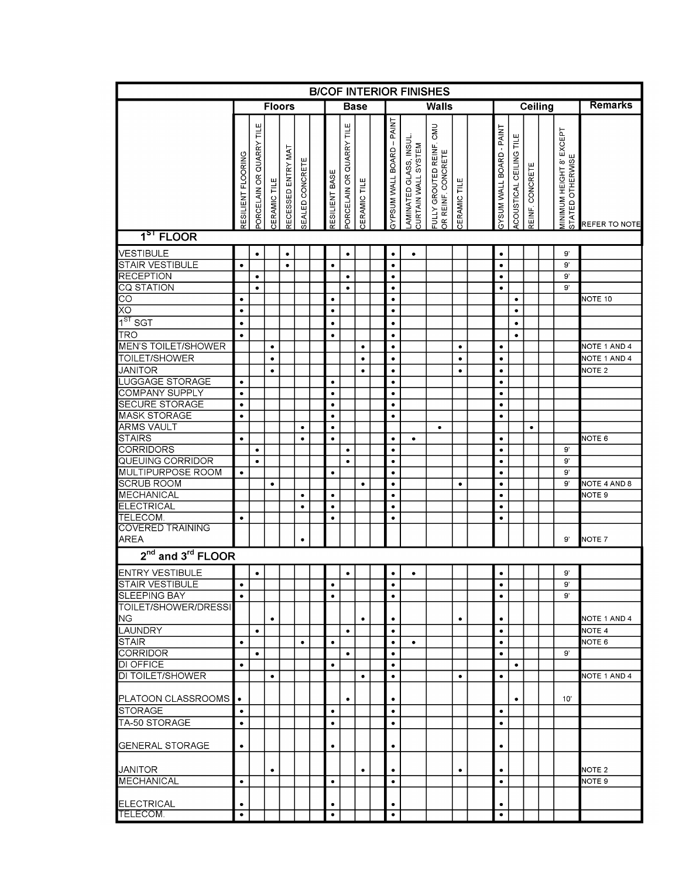**B/COF INTERIOR FINISHES**

| | Floors | | | | | | Base | | | | Walls | | | | | Ceiling | | | | | Remarks |
|---|---|---|---|---|---|---|---|---|---|---|---|---|---|---|---|---|---|---|---|---|---|
| | RESILIENT FLOORING | PORCELAIN OR QUARRY TILE | CERAMIC TILE | RECESSED ENTRY MAT | SEALED CONCRETE | | RESILIENT BASE | PORCELAIN OR QUARRY TILE | CERAMIC TILE | | GYPSUM WALL BOARD – PAINT | LAMINATED GLASS, INSUL. CURTAIN WALL SYSTEM | FULLY GROUTED REINF. CMU OR REINF. CONCRETE | CERAMIC TILE | | GYSUM WALL BOARD - PAINT | ACOUSTICAL CEILING TILE | REINF. CONCRETE | | MINIMUM HEIGHT 8' EXCEPT STATED OTHERWISE | REFER TO NOTE |
| **1ST FLOOR** | | | | | | | | | | | | | | | | | | | | | |
| VESTIBULE | | • | | • | | | | • | | | • | • | | | | • | | | | 9' | |
| STAIR VESTIBULE | • | | | • | | | • | | | | • | | | | | • | | | | 9' | |
| RECEPTION | | • | | | | | | • | | | • | | | | | • | | | | 9' | |
| CQ STATION | | • | | | | | | • | | | • | | | | | • | | | | 9' | |
| CO | • | | | | | | • | | | | • | | | | | | • | | | | NOTE 10 |
| XO | • | | | | | | • | | | | • | | | | | | • | | | | |
| 1ST SGT | • | | | | | | • | | | | • | | | | | | • | | | | |
| TRO | • | | | | | | • | | | | • | | | | | | • | | | | |
| MEN'S TOILET/SHOWER | | | • | | | | | | • | | • | | | • | | • | | | | | NOTE 1 AND 4 |
| TOILET/SHOWER | | | • | | | | | | • | | • | | | • | | • | | | | | NOTE 1 AND 4 |
| JANITOR | | | • | | | | | | • | | • | | | • | | • | | | | | NOTE 2 |
| LUGGAGE STORAGE | • | | | | | | • | | | | • | | | | | • | | | | | |
| COMPANY SUPPLY | • | | | | | | • | | | | • | | | | | • | | | | | |
| SECURE STORAGE | • | | | | | | • | | | | • | | | | | • | | | | | |
| MASK STORAGE | • | | | | | | • | | | | • | | | | | • | | | | | |
| ARMS VAULT | | | | | • | | • | | | | | | • | | | | | • | | | |
| STAIRS | • | | | | • | | • | | | | • | • | | | | • | | | | | NOTE 6 |
| CORRIDORS | | • | | | | | | • | | | • | | | | | • | | | | 9' | |
| QUEUING CORRIDOR | | • | | | | | | • | | | • | | | | | • | | | | 9' | |
| MULTIPURPOSE ROOM | • | | | | | | • | | | | • | | | | | • | | | | 9' | |
| SCRUB ROOM | | | • | | | | | | • | | • | | | • | | • | | | | 9' | NOTE 4 AND 8 |
| MECHANICAL | | | | | • | | • | | | | • | | | | | • | | | | | NOTE 9 |
| ELECTRICAL | | | | | • | | • | | | | • | | | | | • | | | | | |
| TELECOM. | • | | | | | | • | | | | • | | | | | • | | | | | |
| COVERED TRAINING AREA | | | | | • | | | | | | | | | | | | | | | 9' | NOTE 7 |
| **2nd and 3rd FLOOR** | | | | | | | | | | | | | | | | | | | | | |
| ENTRY VESTIBULE | | • | | | | | | • | | | • | • | | | | • | | | | 9' | |
| STAIR VESTIBULE | • | | | | | | • | | | | • | | | | | • | | | | 9' | |
| SLEEPING BAY | • | | | | | | • | | | | • | | | | | • | | | | 9' | |
| TOILET/SHOWER/DRESSING | | | • | | | | | | • | | • | | | • | | • | | | | | NOTE 1 AND 4 |
| LAUNDRY | | • | | | | | | • | | | • | | | | | • | | | | | NOTE 4 |
| STAIR | • | | | | • | | • | | | | • | • | | | | • | | | | | NOTE 6 |
| CORRIDOR | | • | | | | | | • | | | • | | | | | • | | | | 9' | |
| DI OFFICE | • | | | | | | • | | | | • | | | | | | • | | | | |
| DI TOILET/SHOWER | | | • | | | | | | • | | • | | | • | | • | | | | | NOTE 1 AND 4 |
| PLATOON CLASSROOMS | • | | | | | | | • | | | • | | | | | | • | | | 10' | |
| STORAGE | • | | | | | | • | | | | • | | | | | • | | | | | |
| TA-50 STORAGE | • | | | | | | • | | | | • | | | | | • | | | | | |
| GENERAL STORAGE | • | | | | | | • | | | | • | | | | | • | | | | | |
| JANITOR | | | • | | | | | | • | | • | | | • | | • | | | | | NOTE 2 |
| MECHANICAL | • | | | | | | • | | | | • | | | | | • | | | | | NOTE 9 |
| ELECTRICAL | • | | | | | | • | | | | • | | | | | • | | | | | |
| TELECOM. | • | | | | | | • | | | | • | | | | | • | | | | | |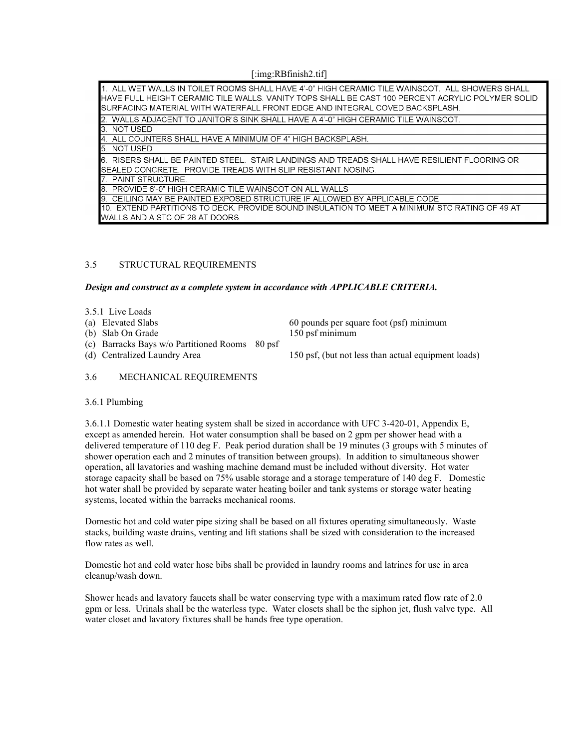[:img:RBfinish2.tif]

| |
|---|
| 1. ALL WET WALLS IN TOILET ROOMS SHALL HAVE 4'-0" HIGH CERAMIC TILE WAINSCOT. ALL SHOWERS SHALL HAVE FULL HEIGHT CERAMIC TILE WALLS. VANITY TOPS SHALL BE CAST 100 PERCENT ACRYLIC POLYMER SOLID SURFACING MATERIAL WITH WATERFALL FRONT EDGE AND INTEGRAL COVED BACKSPLASH. |
| 2. WALLS ADJACENT TO JANITOR'S SINK SHALL HAVE A 4'-0" HIGH CERAMIC TILE WAINSCOT. |
| 3. NOT USED |
| 4. ALL COUNTERS SHALL HAVE A MINIMUM OF 4" HIGH BACKSPLASH. |
| 5. NOT USED |
| 6. RISERS SHALL BE PAINTED STEEL. STAIR LANDINGS AND TREADS SHALL HAVE RESILIENT FLOORING OR SEALED CONCRETE. PROVIDE TREADS WITH SLIP RESISTANT NOSING. |
| 7. PAINT STRUCTURE. |
| 8. PROVIDE 6'-0" HIGH CERAMIC TILE WAINSCOT ON ALL WALLS |
| 9. CEILING MAY BE PAINTED EXPOSED STRUCTURE IF ALLOWED BY APPLICABLE CODE |
| 10. EXTEND PARTITIONS TO DECK. PROVIDE SOUND INSULATION TO MEET A MINIMUM STC RATING OF 49 AT WALLS AND A STC OF 28 AT DOORS. |

## 3.5 STRUCTURAL REQUIREMENTS

***Design and construct as a complete system in accordance with APPLICABLE CRITERIA.***

3.5.1 Live Loads

(a) Elevated Slabs — 60 pounds per square foot (psf) minimum
(b) Slab On Grade — 150 psf minimum
(c) Barracks Bays w/o Partitioned Rooms — 80 psf
(d) Centralized Laundry Area — 150 psf, (but not less than actual equipment loads)

## 3.6 MECHANICAL REQUIREMENTS

3.6.1 Plumbing

3.6.1.1 Domestic water heating system shall be sized in accordance with UFC 3-420-01, Appendix E, except as amended herein. Hot water consumption shall be based on 2 gpm per shower head with a delivered temperature of 110 deg F. Peak period duration shall be 19 minutes (3 groups with 5 minutes of shower operation each and 2 minutes of transition between groups). In addition to simultaneous shower operation, all lavatories and washing machine demand must be included without diversity. Hot water storage capacity shall be based on 75% usable storage and a storage temperature of 140 deg F. Domestic hot water shall be provided by separate water heating boiler and tank systems or storage water heating systems, located within the barracks mechanical rooms.

Domestic hot and cold water pipe sizing shall be based on all fixtures operating simultaneously. Waste stacks, building waste drains, venting and lift stations shall be sized with consideration to the increased flow rates as well.

Domestic hot and cold water hose bibs shall be provided in laundry rooms and latrines for use in area cleanup/wash down.

Shower heads and lavatory faucets shall be water conserving type with a maximum rated flow rate of 2.0 gpm or less. Urinals shall be the waterless type. Water closets shall be the siphon jet, flush valve type. All water closet and lavatory fixtures shall be hands free type operation.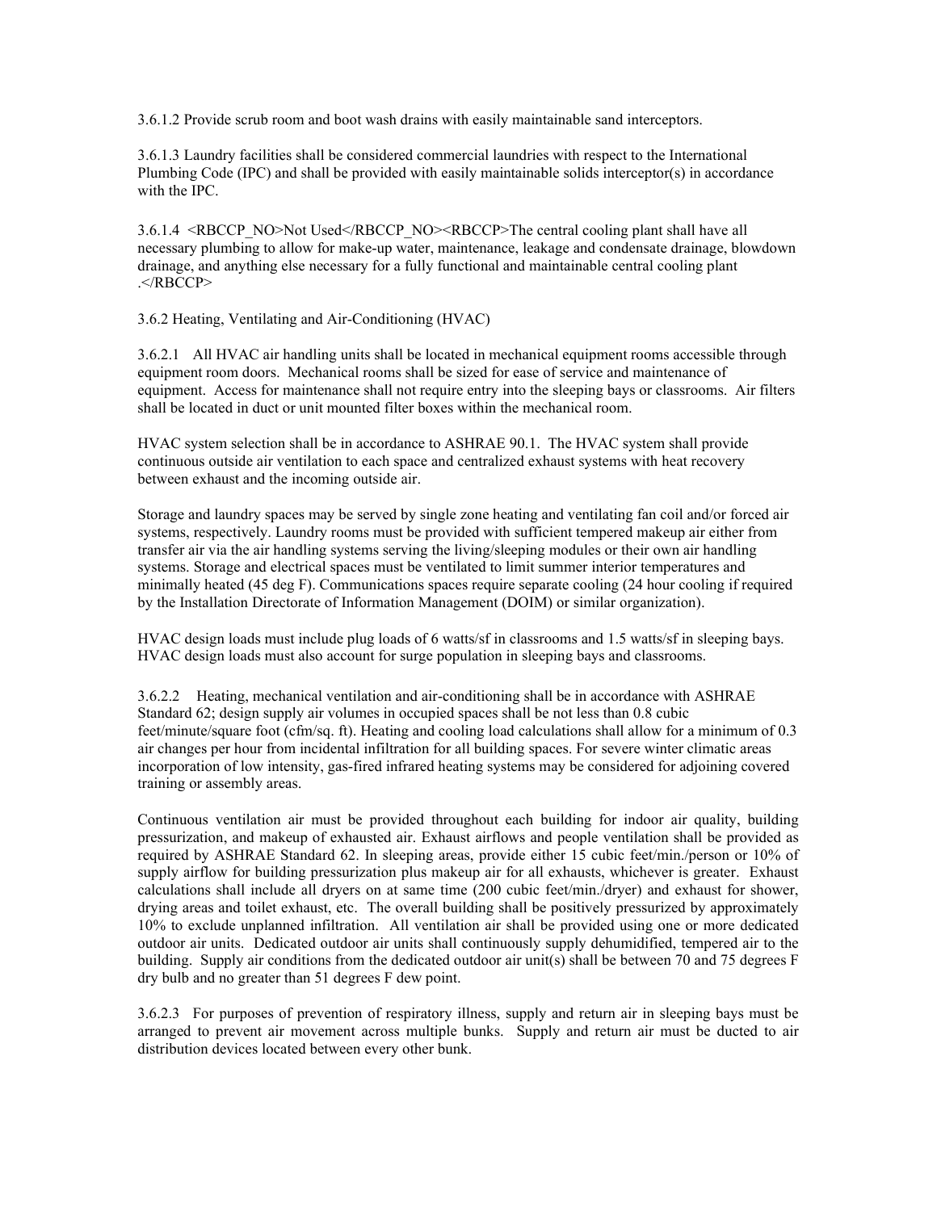3.6.1.2 Provide scrub room and boot wash drains with easily maintainable sand interceptors.

3.6.1.3 Laundry facilities shall be considered commercial laundries with respect to the International Plumbing Code (IPC) and shall be provided with easily maintainable solids interceptor(s) in accordance with the IPC.

3.6.1.4 <RBCCP_NO>Not Used</RBCCP_NO><RBCCP>The central cooling plant shall have all necessary plumbing to allow for make-up water, maintenance, leakage and condensate drainage, blowdown drainage, and anything else necessary for a fully functional and maintainable central cooling plant .</RBCCP>

3.6.2 Heating, Ventilating and Air-Conditioning (HVAC)

3.6.2.1 All HVAC air handling units shall be located in mechanical equipment rooms accessible through equipment room doors. Mechanical rooms shall be sized for ease of service and maintenance of equipment. Access for maintenance shall not require entry into the sleeping bays or classrooms. Air filters shall be located in duct or unit mounted filter boxes within the mechanical room.

HVAC system selection shall be in accordance to ASHRAE 90.1. The HVAC system shall provide continuous outside air ventilation to each space and centralized exhaust systems with heat recovery between exhaust and the incoming outside air.

Storage and laundry spaces may be served by single zone heating and ventilating fan coil and/or forced air systems, respectively. Laundry rooms must be provided with sufficient tempered makeup air either from transfer air via the air handling systems serving the living/sleeping modules or their own air handling systems. Storage and electrical spaces must be ventilated to limit summer interior temperatures and minimally heated (45 deg F). Communications spaces require separate cooling (24 hour cooling if required by the Installation Directorate of Information Management (DOIM) or similar organization).

HVAC design loads must include plug loads of 6 watts/sf in classrooms and 1.5 watts/sf in sleeping bays. HVAC design loads must also account for surge population in sleeping bays and classrooms.

3.6.2.2 Heating, mechanical ventilation and air-conditioning shall be in accordance with ASHRAE Standard 62; design supply air volumes in occupied spaces shall be not less than 0.8 cubic feet/minute/square foot (cfm/sq. ft). Heating and cooling load calculations shall allow for a minimum of 0.3 air changes per hour from incidental infiltration for all building spaces. For severe winter climatic areas incorporation of low intensity, gas-fired infrared heating systems may be considered for adjoining covered training or assembly areas.

Continuous ventilation air must be provided throughout each building for indoor air quality, building pressurization, and makeup of exhausted air. Exhaust airflows and people ventilation shall be provided as required by ASHRAE Standard 62. In sleeping areas, provide either 15 cubic feet/min./person or 10% of supply airflow for building pressurization plus makeup air for all exhausts, whichever is greater. Exhaust calculations shall include all dryers on at same time (200 cubic feet/min./dryer) and exhaust for shower, drying areas and toilet exhaust, etc. The overall building shall be positively pressurized by approximately 10% to exclude unplanned infiltration. All ventilation air shall be provided using one or more dedicated outdoor air units. Dedicated outdoor air units shall continuously supply dehumidified, tempered air to the building. Supply air conditions from the dedicated outdoor air unit(s) shall be between 70 and 75 degrees F dry bulb and no greater than 51 degrees F dew point.

3.6.2.3 For purposes of prevention of respiratory illness, supply and return air in sleeping bays must be arranged to prevent air movement across multiple bunks. Supply and return air must be ducted to air distribution devices located between every other bunk.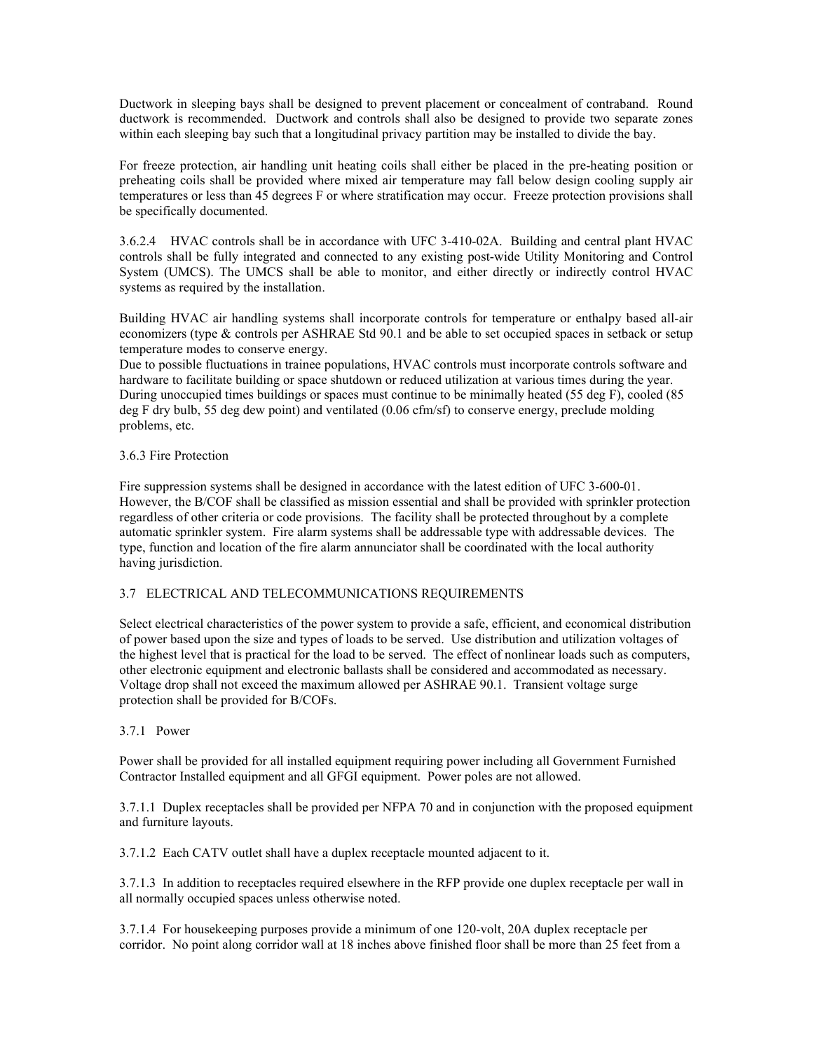Ductwork in sleeping bays shall be designed to prevent placement or concealment of contraband. Round ductwork is recommended. Ductwork and controls shall also be designed to provide two separate zones within each sleeping bay such that a longitudinal privacy partition may be installed to divide the bay.

For freeze protection, air handling unit heating coils shall either be placed in the pre-heating position or preheating coils shall be provided where mixed air temperature may fall below design cooling supply air temperatures or less than 45 degrees F or where stratification may occur. Freeze protection provisions shall be specifically documented.

3.6.2.4 HVAC controls shall be in accordance with UFC 3-410-02A. Building and central plant HVAC controls shall be fully integrated and connected to any existing post-wide Utility Monitoring and Control System (UMCS). The UMCS shall be able to monitor, and either directly or indirectly control HVAC systems as required by the installation.

Building HVAC air handling systems shall incorporate controls for temperature or enthalpy based all-air economizers (type & controls per ASHRAE Std 90.1 and be able to set occupied spaces in setback or setup temperature modes to conserve energy.

Due to possible fluctuations in trainee populations, HVAC controls must incorporate controls software and hardware to facilitate building or space shutdown or reduced utilization at various times during the year. During unoccupied times buildings or spaces must continue to be minimally heated (55 deg F), cooled (85 deg F dry bulb, 55 deg dew point) and ventilated (0.06 cfm/sf) to conserve energy, preclude molding problems, etc.

3.6.3 Fire Protection

Fire suppression systems shall be designed in accordance with the latest edition of UFC 3-600-01. However, the B/COF shall be classified as mission essential and shall be provided with sprinkler protection regardless of other criteria or code provisions. The facility shall be protected throughout by a complete automatic sprinkler system. Fire alarm systems shall be addressable type with addressable devices. The type, function and location of the fire alarm annunciator shall be coordinated with the local authority having jurisdiction.

## 3.7 ELECTRICAL AND TELECOMMUNICATIONS REQUIREMENTS

Select electrical characteristics of the power system to provide a safe, efficient, and economical distribution of power based upon the size and types of loads to be served. Use distribution and utilization voltages of the highest level that is practical for the load to be served. The effect of nonlinear loads such as computers, other electronic equipment and electronic ballasts shall be considered and accommodated as necessary. Voltage drop shall not exceed the maximum allowed per ASHRAE 90.1. Transient voltage surge protection shall be provided for B/COFs.

### 3.7.1 Power

Power shall be provided for all installed equipment requiring power including all Government Furnished Contractor Installed equipment and all GFGI equipment. Power poles are not allowed.

3.7.1.1 Duplex receptacles shall be provided per NFPA 70 and in conjunction with the proposed equipment and furniture layouts.

3.7.1.2 Each CATV outlet shall have a duplex receptacle mounted adjacent to it.

3.7.1.3 In addition to receptacles required elsewhere in the RFP provide one duplex receptacle per wall in all normally occupied spaces unless otherwise noted.

3.7.1.4 For housekeeping purposes provide a minimum of one 120-volt, 20A duplex receptacle per corridor. No point along corridor wall at 18 inches above finished floor shall be more than 25 feet from a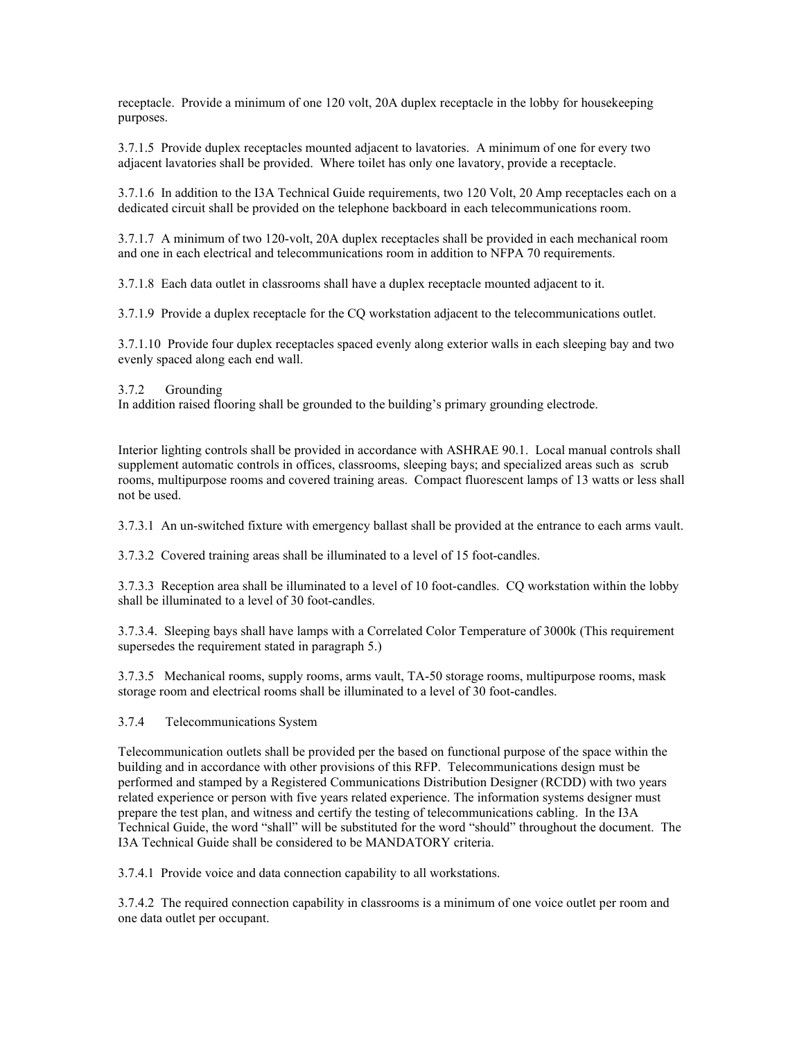receptacle. Provide a minimum of one 120 volt, 20A duplex receptacle in the lobby for housekeeping purposes.

3.7.1.5 Provide duplex receptacles mounted adjacent to lavatories. A minimum of one for every two adjacent lavatories shall be provided. Where toilet has only one lavatory, provide a receptacle.

3.7.1.6 In addition to the I3A Technical Guide requirements, two 120 Volt, 20 Amp receptacles each on a dedicated circuit shall be provided on the telephone backboard in each telecommunications room.

3.7.1.7 A minimum of two 120-volt, 20A duplex receptacles shall be provided in each mechanical room and one in each electrical and telecommunications room in addition to NFPA 70 requirements.

3.7.1.8 Each data outlet in classrooms shall have a duplex receptacle mounted adjacent to it.

3.7.1.9 Provide a duplex receptacle for the CQ workstation adjacent to the telecommunications outlet.

3.7.1.10 Provide four duplex receptacles spaced evenly along exterior walls in each sleeping bay and two evenly spaced along each end wall.

3.7.2 Grounding

In addition raised flooring shall be grounded to the building's primary grounding electrode.

Interior lighting controls shall be provided in accordance with ASHRAE 90.1. Local manual controls shall supplement automatic controls in offices, classrooms, sleeping bays; and specialized areas such as scrub rooms, multipurpose rooms and covered training areas. Compact fluorescent lamps of 13 watts or less shall not be used.

3.7.3.1 An un-switched fixture with emergency ballast shall be provided at the entrance to each arms vault.

3.7.3.2 Covered training areas shall be illuminated to a level of 15 foot-candles.

3.7.3.3 Reception area shall be illuminated to a level of 10 foot-candles. CQ workstation within the lobby shall be illuminated to a level of 30 foot-candles.

3.7.3.4. Sleeping bays shall have lamps with a Correlated Color Temperature of 3000k (This requirement supersedes the requirement stated in paragraph 5.)

3.7.3.5 Mechanical rooms, supply rooms, arms vault, TA-50 storage rooms, multipurpose rooms, mask storage room and electrical rooms shall be illuminated to a level of 30 foot-candles.

3.7.4 Telecommunications System

Telecommunication outlets shall be provided per the based on functional purpose of the space within the building and in accordance with other provisions of this RFP. Telecommunications design must be performed and stamped by a Registered Communications Distribution Designer (RCDD) with two years related experience or person with five years related experience. The information systems designer must prepare the test plan, and witness and certify the testing of telecommunications cabling. In the I3A Technical Guide, the word "shall" will be substituted for the word "should" throughout the document. The I3A Technical Guide shall be considered to be MANDATORY criteria.

3.7.4.1 Provide voice and data connection capability to all workstations.

3.7.4.2 The required connection capability in classrooms is a minimum of one voice outlet per room and one data outlet per occupant.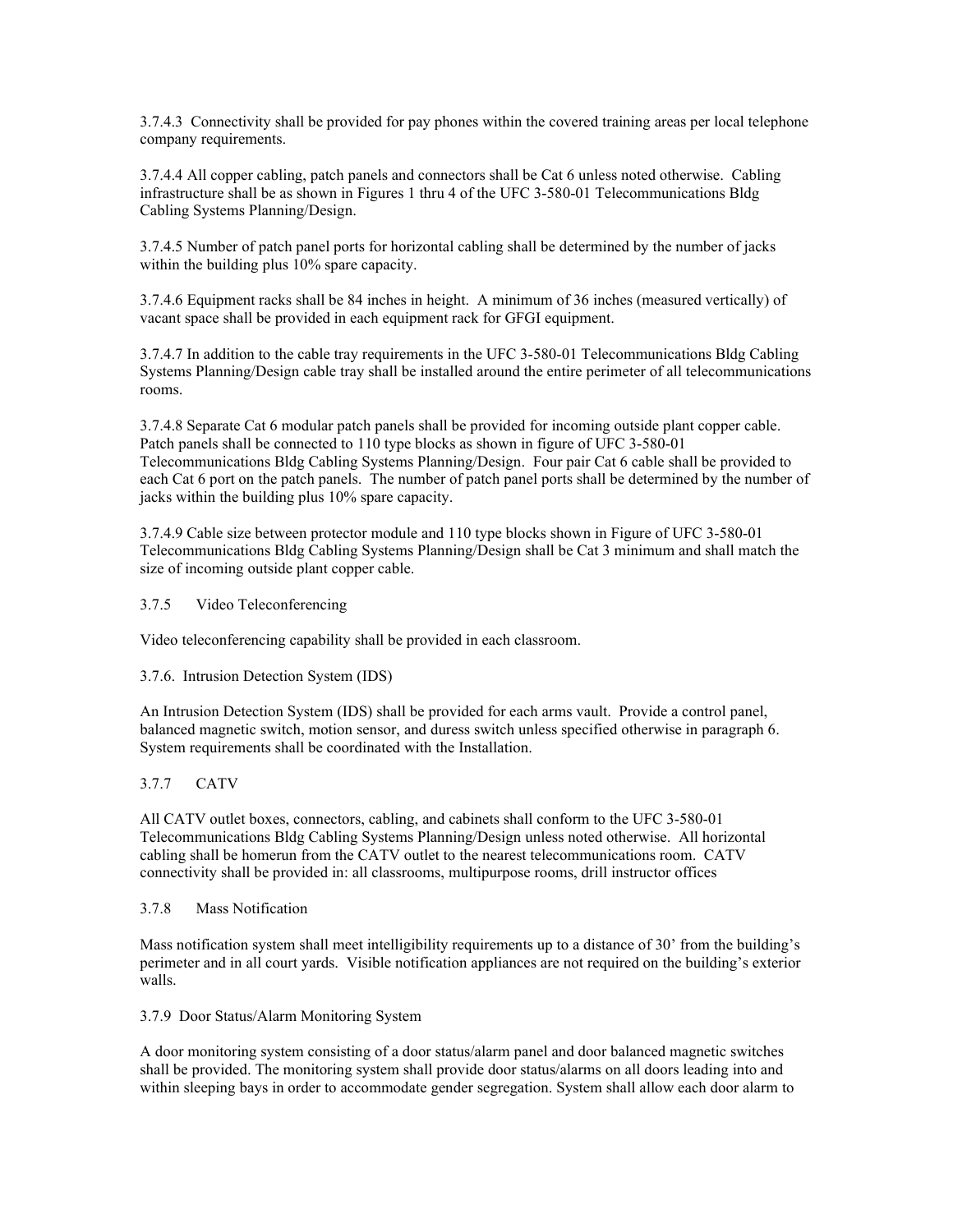3.7.4.3 Connectivity shall be provided for pay phones within the covered training areas per local telephone company requirements.

3.7.4.4 All copper cabling, patch panels and connectors shall be Cat 6 unless noted otherwise. Cabling infrastructure shall be as shown in Figures 1 thru 4 of the UFC 3-580-01 Telecommunications Bldg Cabling Systems Planning/Design.

3.7.4.5 Number of patch panel ports for horizontal cabling shall be determined by the number of jacks within the building plus 10% spare capacity.

3.7.4.6 Equipment racks shall be 84 inches in height. A minimum of 36 inches (measured vertically) of vacant space shall be provided in each equipment rack for GFGI equipment.

3.7.4.7 In addition to the cable tray requirements in the UFC 3-580-01 Telecommunications Bldg Cabling Systems Planning/Design cable tray shall be installed around the entire perimeter of all telecommunications rooms.

3.7.4.8 Separate Cat 6 modular patch panels shall be provided for incoming outside plant copper cable. Patch panels shall be connected to 110 type blocks as shown in figure of UFC 3-580-01 Telecommunications Bldg Cabling Systems Planning/Design. Four pair Cat 6 cable shall be provided to each Cat 6 port on the patch panels. The number of patch panel ports shall be determined by the number of jacks within the building plus 10% spare capacity.

3.7.4.9 Cable size between protector module and 110 type blocks shown in Figure of UFC 3-580-01 Telecommunications Bldg Cabling Systems Planning/Design shall be Cat 3 minimum and shall match the size of incoming outside plant copper cable.

3.7.5 Video Teleconferencing

Video teleconferencing capability shall be provided in each classroom.

3.7.6. Intrusion Detection System (IDS)

An Intrusion Detection System (IDS) shall be provided for each arms vault. Provide a control panel, balanced magnetic switch, motion sensor, and duress switch unless specified otherwise in paragraph 6. System requirements shall be coordinated with the Installation.

3.7.7 CATV

All CATV outlet boxes, connectors, cabling, and cabinets shall conform to the UFC 3-580-01 Telecommunications Bldg Cabling Systems Planning/Design unless noted otherwise. All horizontal cabling shall be homerun from the CATV outlet to the nearest telecommunications room. CATV connectivity shall be provided in: all classrooms, multipurpose rooms, drill instructor offices

3.7.8 Mass Notification

Mass notification system shall meet intelligibility requirements up to a distance of 30' from the building's perimeter and in all court yards. Visible notification appliances are not required on the building's exterior walls.

3.7.9 Door Status/Alarm Monitoring System

A door monitoring system consisting of a door status/alarm panel and door balanced magnetic switches shall be provided. The monitoring system shall provide door status/alarms on all doors leading into and within sleeping bays in order to accommodate gender segregation. System shall allow each door alarm to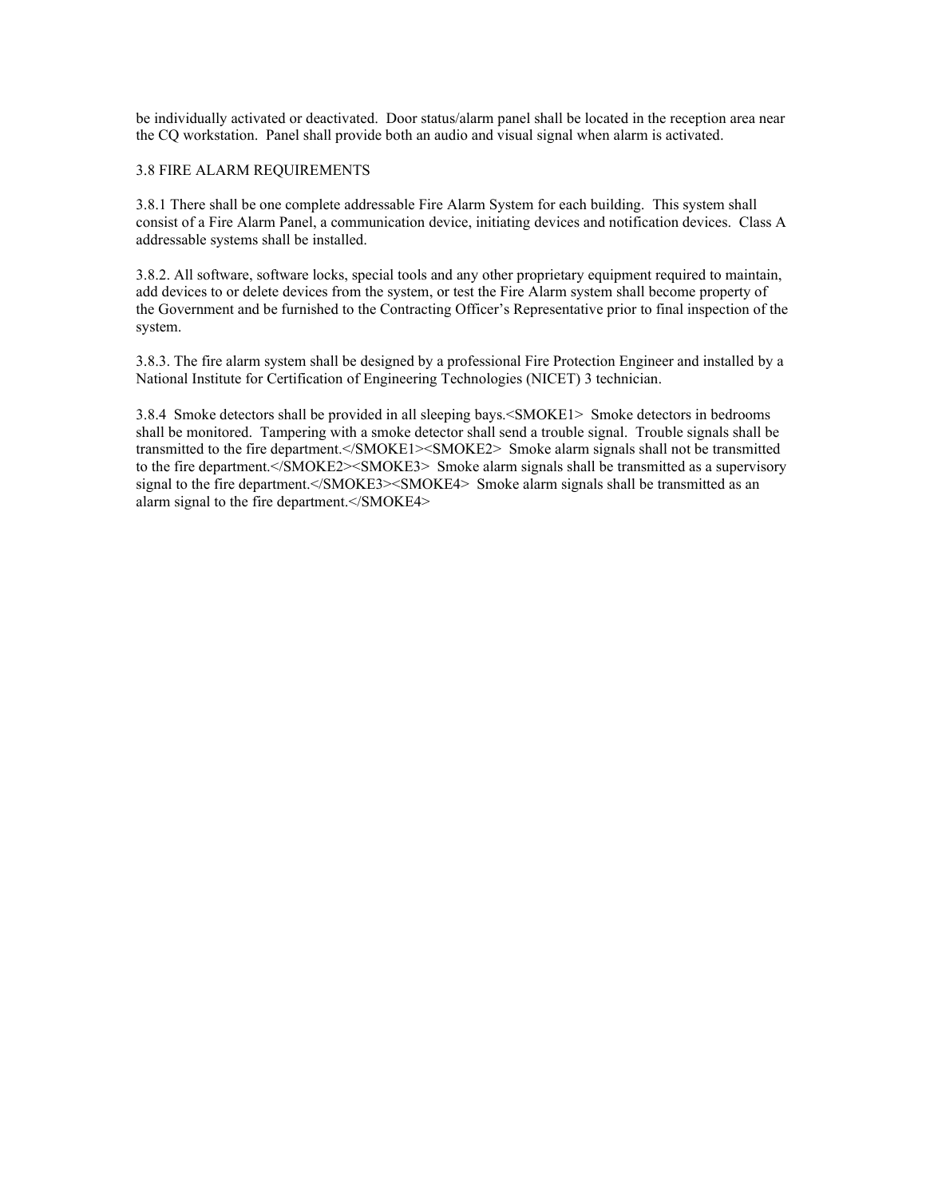be individually activated or deactivated. Door status/alarm panel shall be located in the reception area near the CQ workstation. Panel shall provide both an audio and visual signal when alarm is activated.

## 3.8 FIRE ALARM REQUIREMENTS

3.8.1 There shall be one complete addressable Fire Alarm System for each building. This system shall consist of a Fire Alarm Panel, a communication device, initiating devices and notification devices. Class A addressable systems shall be installed.

3.8.2. All software, software locks, special tools and any other proprietary equipment required to maintain, add devices to or delete devices from the system, or test the Fire Alarm system shall become property of the Government and be furnished to the Contracting Officer's Representative prior to final inspection of the system.

3.8.3. The fire alarm system shall be designed by a professional Fire Protection Engineer and installed by a National Institute for Certification of Engineering Technologies (NICET) 3 technician.

3.8.4 Smoke detectors shall be provided in all sleeping bays.<SMOKE1> Smoke detectors in bedrooms shall be monitored. Tampering with a smoke detector shall send a trouble signal. Trouble signals shall be transmitted to the fire department.</SMOKE1><SMOKE2> Smoke alarm signals shall not be transmitted to the fire department.</SMOKE2><SMOKE3> Smoke alarm signals shall be transmitted as a supervisory signal to the fire department.</SMOKE3><SMOKE4> Smoke alarm signals shall be transmitted as an alarm signal to the fire department.</SMOKE4>